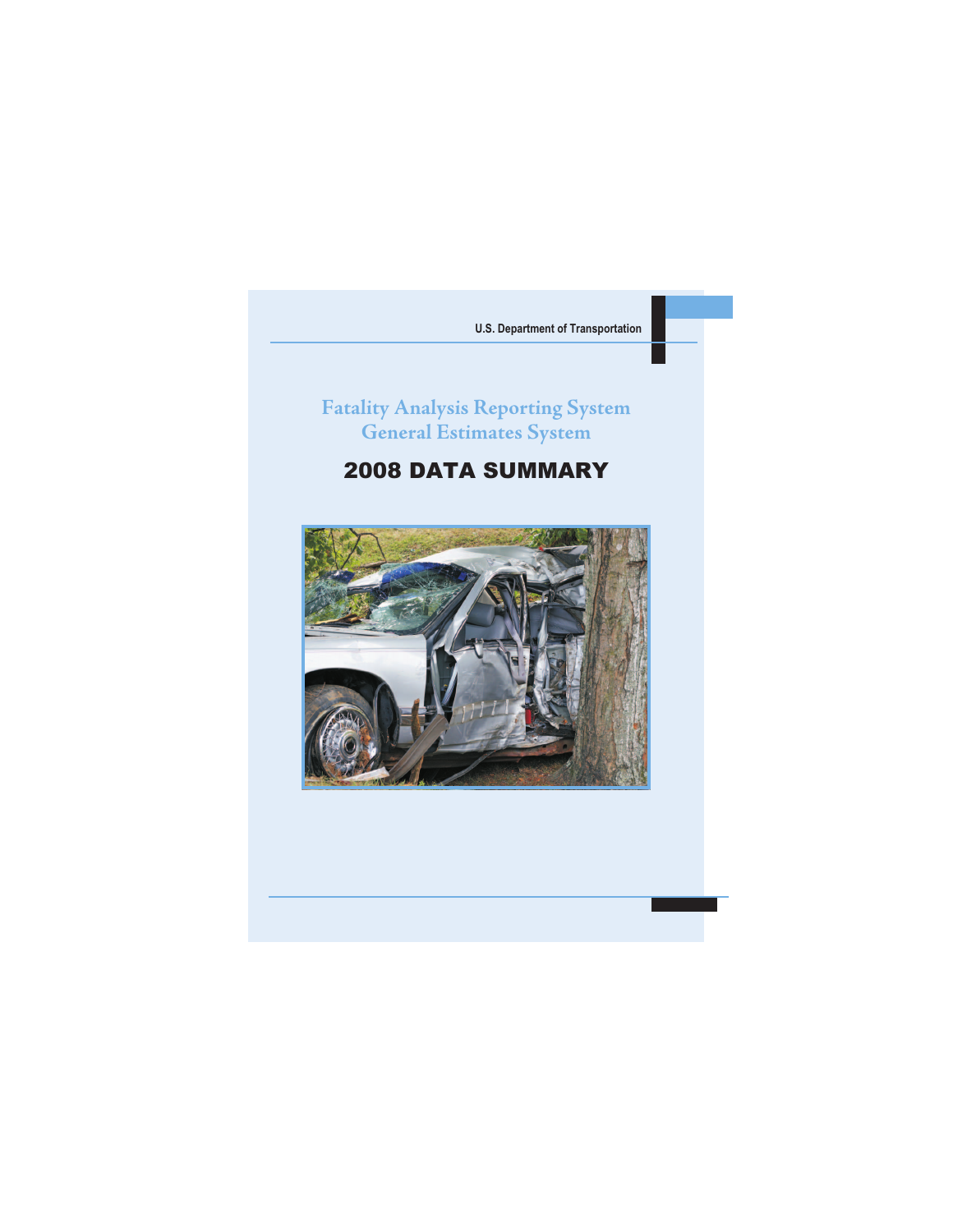U.S. Department of Transportation

# Fatality Analysis Reporting System
# General Estimates System

## 2008 DATA SUMMARY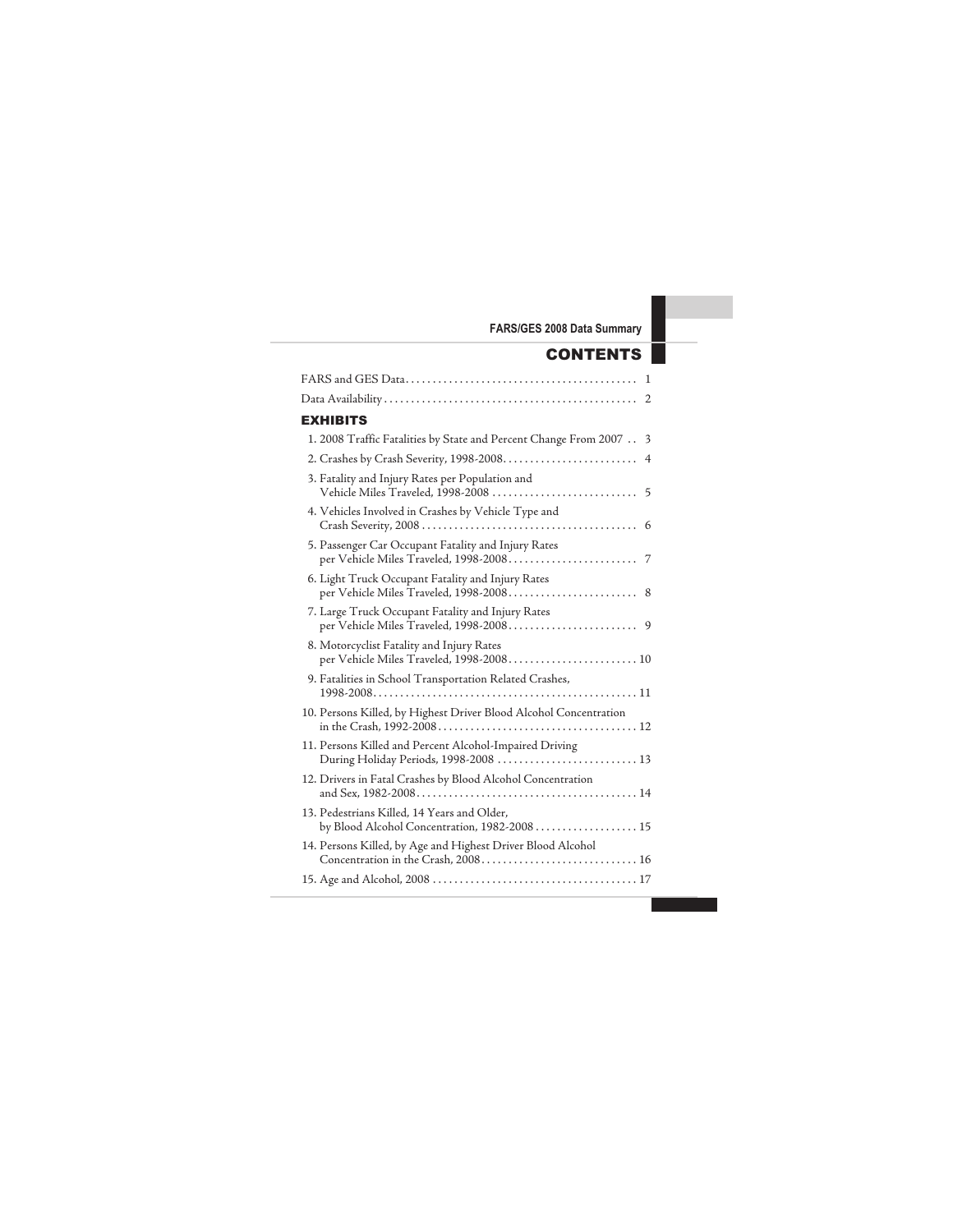# CONTENTS

FARS and GES Data . . . . . . . . . . . . . . . . . . . . . . . . . . . . . . . . . . . . . . . . . 1

Data Availability . . . . . . . . . . . . . . . . . . . . . . . . . . . . . . . . . . . . . . . . . . . . . 2

## EXHIBITS

1. 2008 Traffic Fatalities by State and Percent Change From 2007 . . 3
2. Crashes by Crash Severity, 1998-2008. . . . . . . . . . . . . . . . . . . . . . . . 4
3. Fatality and Injury Rates per Population and Vehicle Miles Traveled, 1998-2008 . . . . . . . . . . . . . . . . . . . . . . . . . . 5
4. Vehicles Involved in Crashes by Vehicle Type and Crash Severity, 2008 . . . . . . . . . . . . . . . . . . . . . . . . . . . . . . . . . . . . . . . 6
5. Passenger Car Occupant Fatality and Injury Rates per Vehicle Miles Traveled, 1998-2008. . . . . . . . . . . . . . . . . . . . . . . 7
6. Light Truck Occupant Fatality and Injury Rates per Vehicle Miles Traveled, 1998-2008. . . . . . . . . . . . . . . . . . . . . . . 8
7. Large Truck Occupant Fatality and Injury Rates per Vehicle Miles Traveled, 1998-2008. . . . . . . . . . . . . . . . . . . . . . . 9
8. Motorcyclist Fatality and Injury Rates per Vehicle Miles Traveled, 1998-2008. . . . . . . . . . . . . . . . . . . . . . . 10
9. Fatalities in School Transportation Related Crashes, 1998-2008. . . . . . . . . . . . . . . . . . . . . . . . . . . . . . . . . . . . . . . . . . . . . . . . 11
10. Persons Killed, by Highest Driver Blood Alcohol Concentration in the Crash, 1992-2008 . . . . . . . . . . . . . . . . . . . . . . . . . . . . . . . . . . . 12
11. Persons Killed and Percent Alcohol-Impaired Driving During Holiday Periods, 1998-2008 . . . . . . . . . . . . . . . . . . . . . . . . . 13
12. Drivers in Fatal Crashes by Blood Alcohol Concentration and Sex, 1982-2008. . . . . . . . . . . . . . . . . . . . . . . . . . . . . . . . . . . . . . . 14
13. Pedestrians Killed, 14 Years and Older, by Blood Alcohol Concentration, 1982-2008 . . . . . . . . . . . . . . . . . . 15
14. Persons Killed, by Age and Highest Driver Blood Alcohol Concentration in the Crash, 2008 . . . . . . . . . . . . . . . . . . . . . . . . . . . . 16
15. Age and Alcohol, 2008 . . . . . . . . . . . . . . . . . . . . . . . . . . . . . . . . . . . . . 17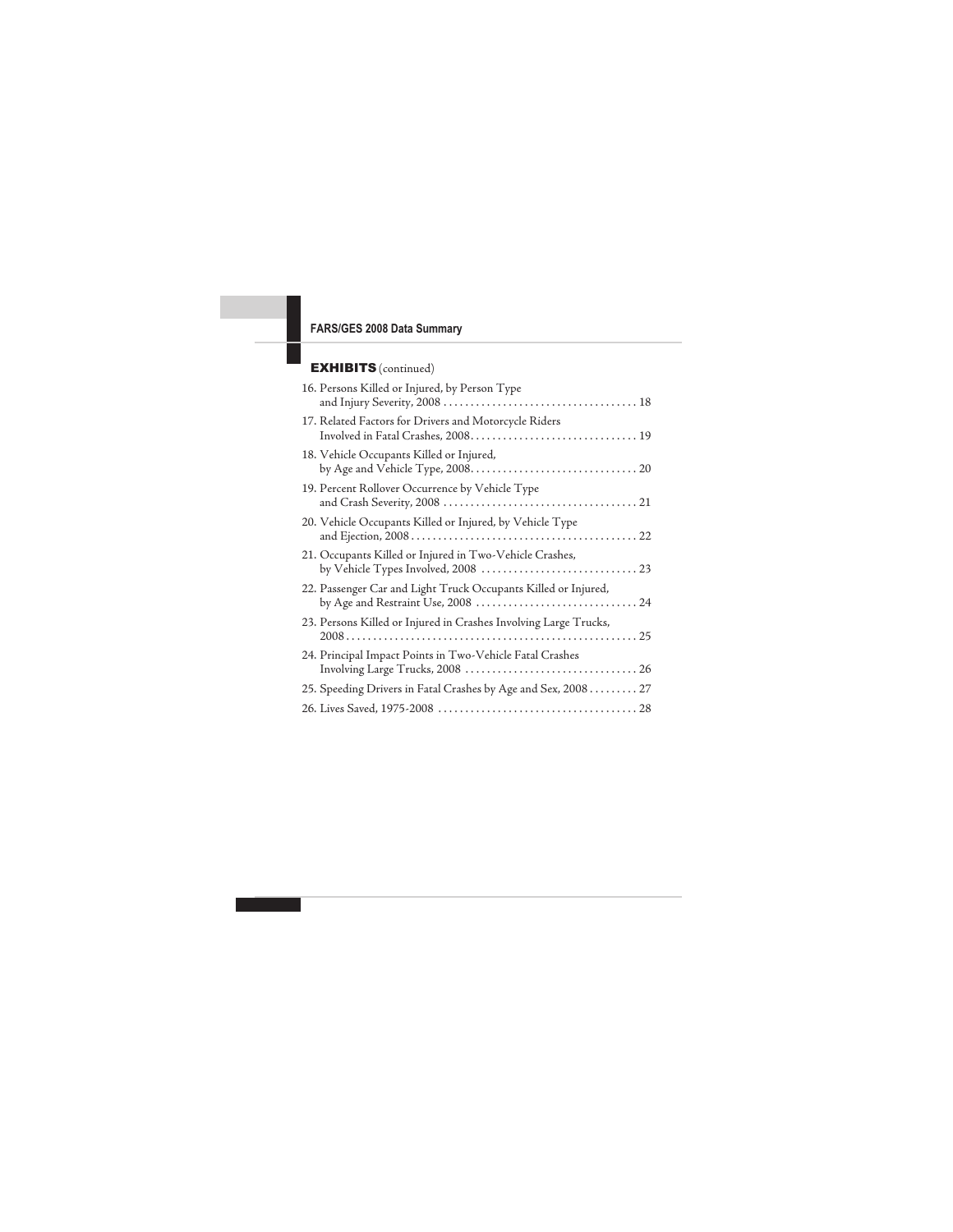## EXHIBITS (continued)

16. Persons Killed or Injured, by Person Type and Injury Severity, 2008 . . . . . . . . . . . . . . . . . . . . . . . . . . . . . . . . . . . 18
17. Related Factors for Drivers and Motorcycle Riders Involved in Fatal Crashes, 2008. . . . . . . . . . . . . . . . . . . . . . . . . . . . . . 19
18. Vehicle Occupants Killed or Injured, by Age and Vehicle Type, 2008. . . . . . . . . . . . . . . . . . . . . . . . . . . . . . 20
19. Percent Rollover Occurrence by Vehicle Type and Crash Severity, 2008 . . . . . . . . . . . . . . . . . . . . . . . . . . . . . . . . . . . 21
20. Vehicle Occupants Killed or Injured, by Vehicle Type and Ejection, 2008 . . . . . . . . . . . . . . . . . . . . . . . . . . . . . . . . . . . . . . . . . 22
21. Occupants Killed or Injured in Two-Vehicle Crashes, by Vehicle Types Involved, 2008 . . . . . . . . . . . . . . . . . . . . . . . . . . . . 23
22. Passenger Car and Light Truck Occupants Killed or Injured, by Age and Restraint Use, 2008 . . . . . . . . . . . . . . . . . . . . . . . . . . . . . 24
23. Persons Killed or Injured in Crashes Involving Large Trucks, 2008 . . . . . . . . . . . . . . . . . . . . . . . . . . . . . . . . . . . . . . . . . . . . . . . . . . . . 25
24. Principal Impact Points in Two-Vehicle Fatal Crashes Involving Large Trucks, 2008 . . . . . . . . . . . . . . . . . . . . . . . . . . . . . . . 26
25. Speeding Drivers in Fatal Crashes by Age and Sex, 2008 . . . . . . . . . 27
26. Lives Saved, 1975-2008 . . . . . . . . . . . . . . . . . . . . . . . . . . . . . . . . . . . . 28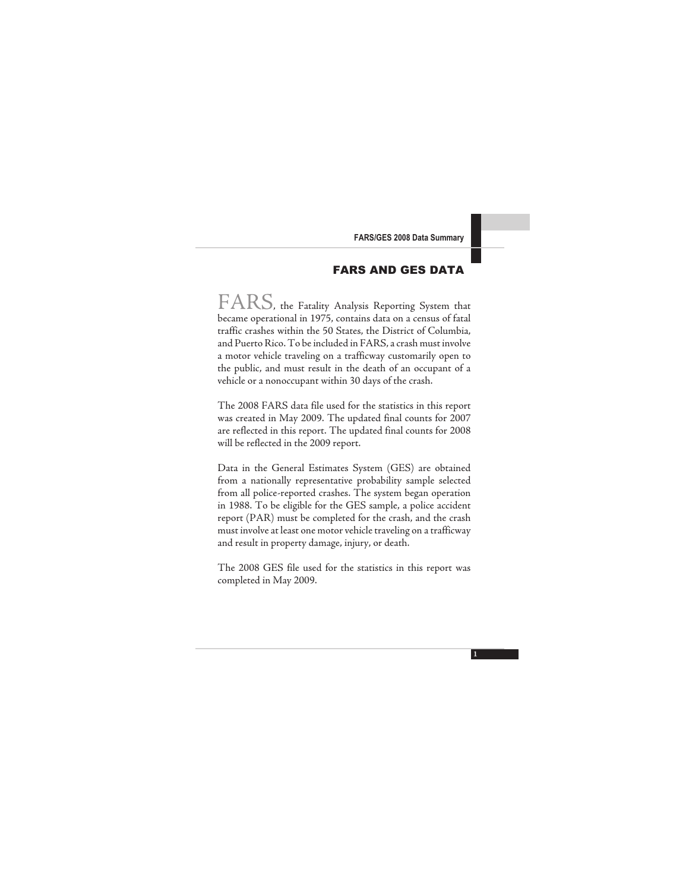# FARS AND GES DATA

FARS, the Fatality Analysis Reporting System that became operational in 1975, contains data on a census of fatal traffic crashes within the 50 States, the District of Columbia, and Puerto Rico. To be included in FARS, a crash must involve a motor vehicle traveling on a trafficway customarily open to the public, and must result in the death of an occupant of a vehicle or a nonoccupant within 30 days of the crash.

The 2008 FARS data file used for the statistics in this report was created in May 2009. The updated final counts for 2007 are reflected in this report. The updated final counts for 2008 will be reflected in the 2009 report.

Data in the General Estimates System (GES) are obtained from a nationally representative probability sample selected from all police-reported crashes. The system began operation in 1988. To be eligible for the GES sample, a police accident report (PAR) must be completed for the crash, and the crash must involve at least one motor vehicle traveling on a trafficway and result in property damage, injury, or death.

The 2008 GES file used for the statistics in this report was completed in May 2009.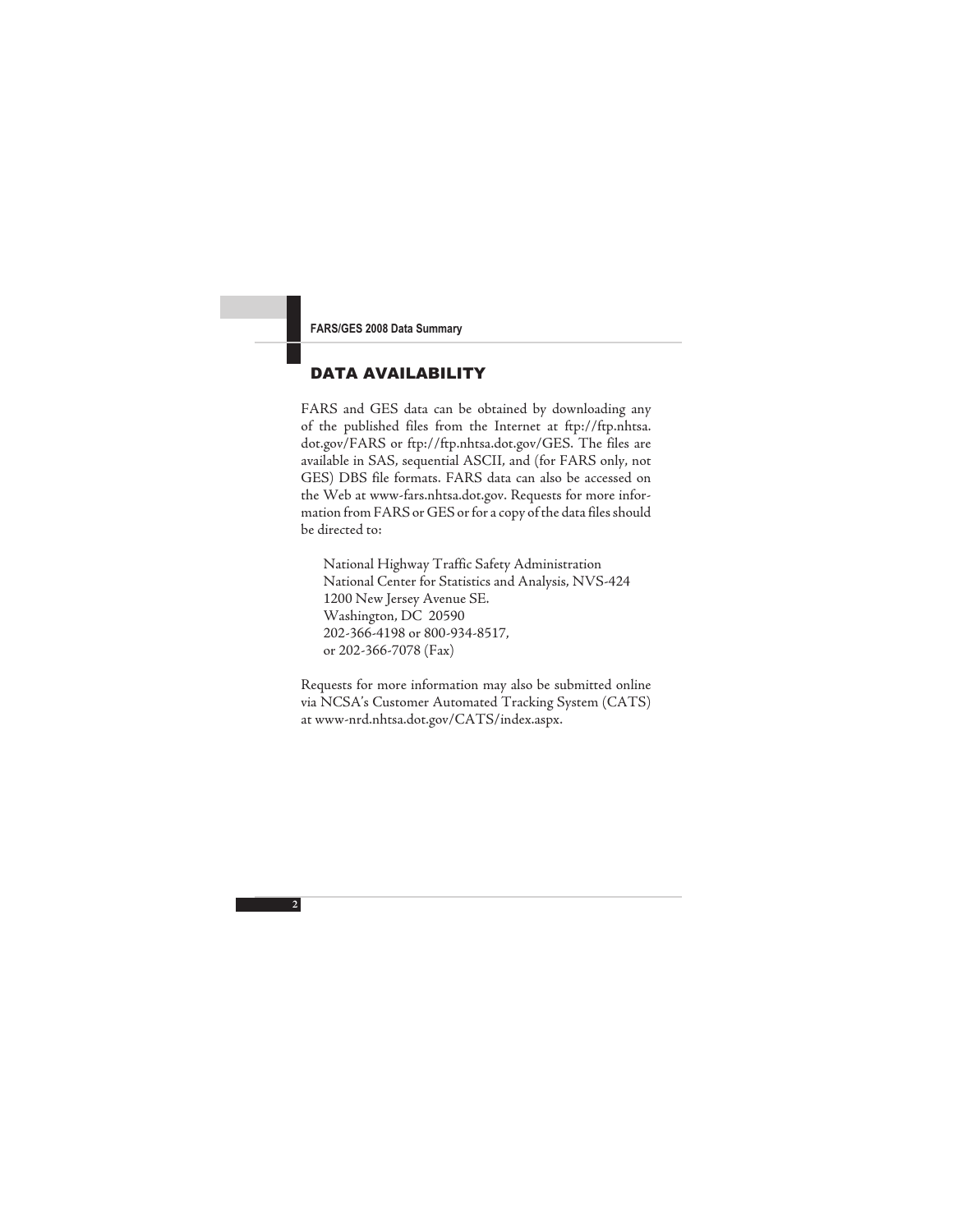## DATA AVAILABILITY

FARS and GES data can be obtained by downloading any of the published files from the Internet at ftp://ftp.nhtsa.dot.gov/FARS or ftp://ftp.nhtsa.dot.gov/GES. The files are available in SAS, sequential ASCII, and (for FARS only, not GES) DBS file formats. FARS data can also be accessed on the Web at www-fars.nhtsa.dot.gov. Requests for more information from FARS or GES or for a copy of the data files should be directed to:

National Highway Traffic Safety Administration
National Center for Statistics and Analysis, NVS-424
1200 New Jersey Avenue SE.
Washington, DC 20590
202-366-4198 or 800-934-8517,
or 202-366-7078 (Fax)

Requests for more information may also be submitted online via NCSA's Customer Automated Tracking System (CATS) at www-nrd.nhtsa.dot.gov/CATS/index.aspx.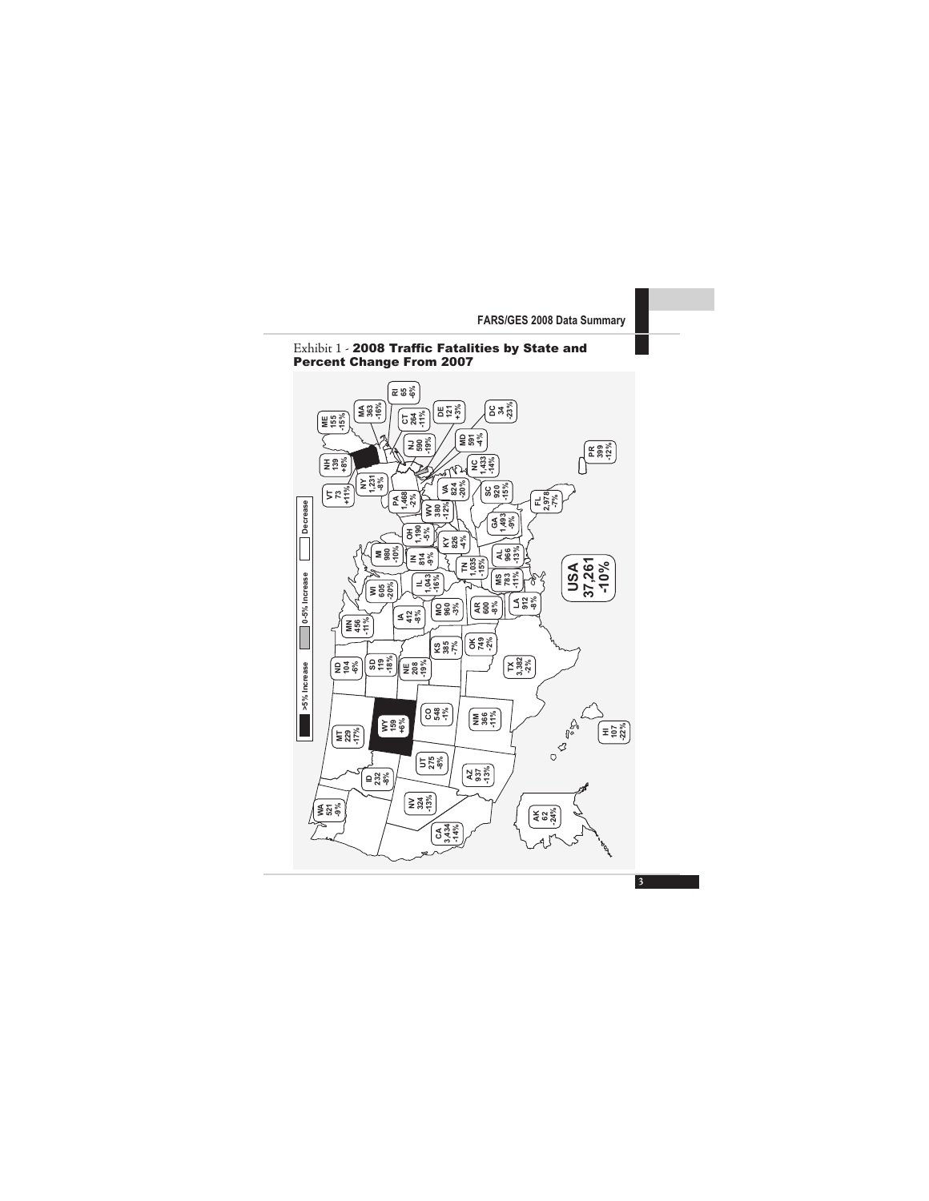Exhibit 1 - **2008 Traffic Fatalities by State and Percent Change From 2007**

>5% Increase | 0-5% Increase | Decrease

| State | Fatalities | Change |
|---|---|---|
| WA | 521 | -9% |
| ID | 232 | -8% |
| MT | 229 | -17% |
| WY | 159 | +6% |
| ND | 104 | -6% |
| SD | 119 | -18% |
| NE | 208 | -19% |
| MN | 456 | -11% |
| IA | 412 | -8% |
| WI | 605 | -20% |
| MI | 980 | -10% |
| IL | 1,043 | -16% |
| IN | 814 | -9% |
| OH | 1,190 | -5% |
| NY | 1,231 | -8% |
| VT | 73 | +11% |
| NH | 139 | +8% |
| ME | 155 | -15% |
| MA | 363 | -16% |
| RI | 65 | -6% |
| CT | 264 | -11% |
| NJ | 590 | -19% |
| DE | 121 | +3% |
| MD | 591 | -4% |
| DC | 34 | -23% |
| PA | 1,468 | -2% |
| WV | 380 | -12% |
| VA | 824 | -20% |
| NC | 1,433 | -14% |
| SC | 920 | -15% |
| GA | 1,493 | -9% |
| FL | 2,978 | -7% |
| KY | 826 | -4% |
| TN | 1,035 | -15% |
| AL | 966 | -13% |
| MS | 783 | -11% |
| LA | 912 | -8% |
| AR | 600 | -8% |
| MO | 960 | -3% |
| KS | 385 | -7% |
| OK | 749 | -2% |
| TX | 3,382 | -2% |
| NM | 366 | -11% |
| CO | 548 | -1% |
| UT | 275 | -8% |
| AZ | 937 | -13% |
| NV | 324 | -13% |
| CA | 3,434 | -14% |
| AK | 62 | -24% |
| HI | 107 | -22% |
| PR | 399 | -12% |
| **USA** | **37,261** | **-10%** |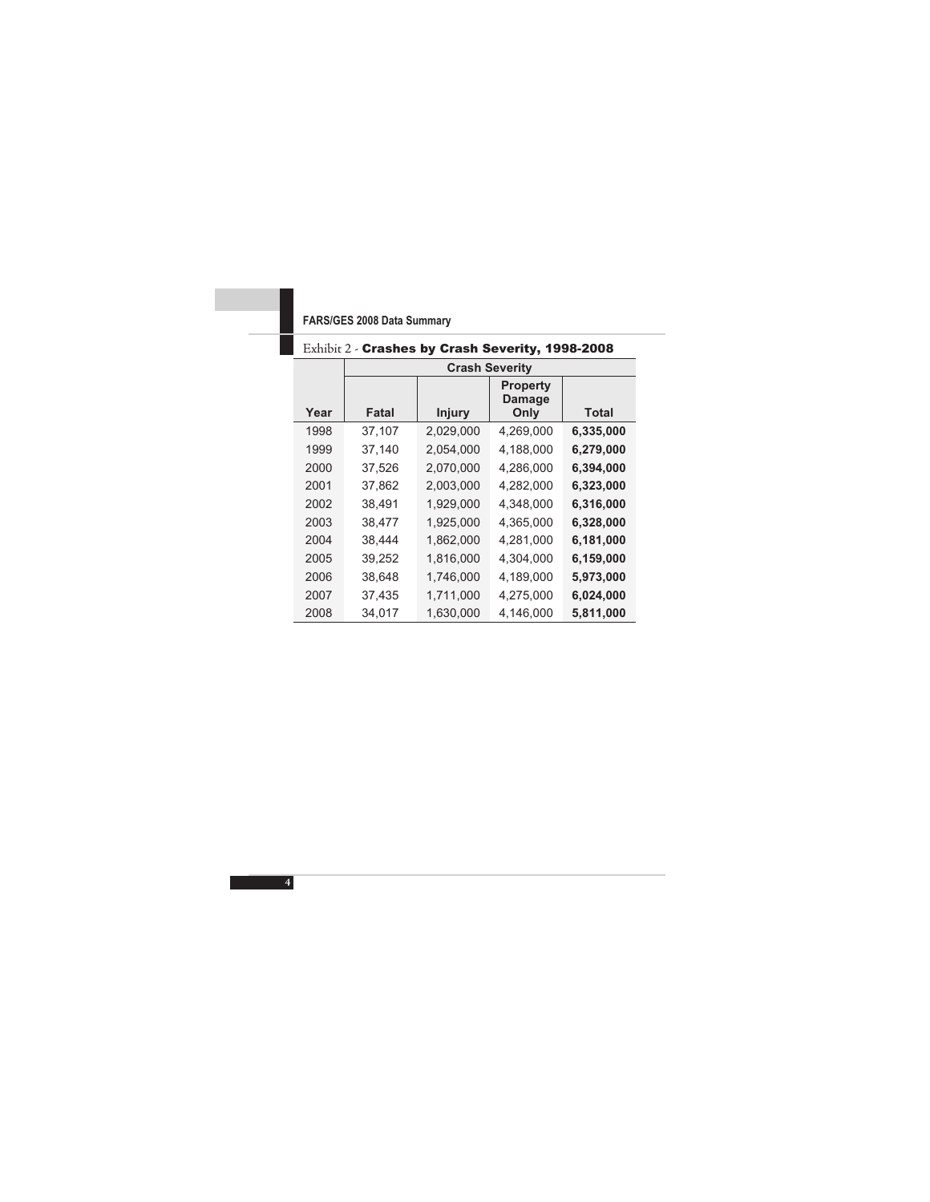Exhibit 2 - **Crashes by Crash Severity, 1998-2008**

| Year | Crash Severity | | | |
|---|---|---|---|---|
| | Fatal | Injury | Property Damage Only | Total |
| 1998 | 37,107 | 2,029,000 | 4,269,000 | **6,335,000** |
| 1999 | 37,140 | 2,054,000 | 4,188,000 | **6,279,000** |
| 2000 | 37,526 | 2,070,000 | 4,286,000 | **6,394,000** |
| 2001 | 37,862 | 2,003,000 | 4,282,000 | **6,323,000** |
| 2002 | 38,491 | 1,929,000 | 4,348,000 | **6,316,000** |
| 2003 | 38,477 | 1,925,000 | 4,365,000 | **6,328,000** |
| 2004 | 38,444 | 1,862,000 | 4,281,000 | **6,181,000** |
| 2005 | 39,252 | 1,816,000 | 4,304,000 | **6,159,000** |
| 2006 | 38,648 | 1,746,000 | 4,189,000 | **5,973,000** |
| 2007 | 37,435 | 1,711,000 | 4,275,000 | **6,024,000** |
| 2008 | 34,017 | 1,630,000 | 4,146,000 | **5,811,000** |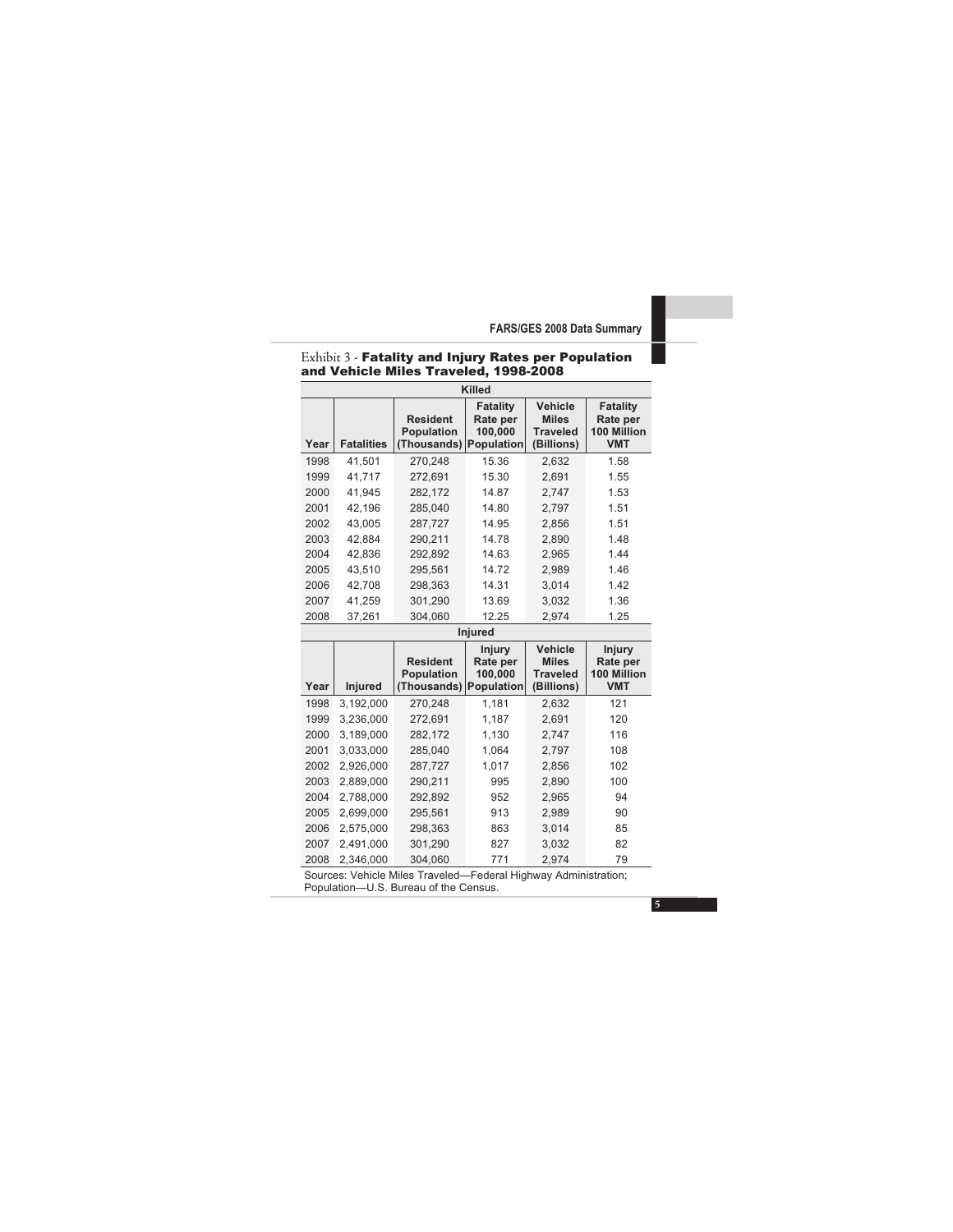Exhibit 3 - **Fatality and Injury Rates per Population and Vehicle Miles Traveled, 1998-2008**

| Killed | | | | | |
|---|---|---|---|---|---|
| **Year** | **Fatalities** | **Resident Population (Thousands)** | **Fatality Rate per 100,000 Population** | **Vehicle Miles Traveled (Billions)** | **Fatality Rate per 100 Million VMT** |
| 1998 | 41,501 | 270,248 | 15.36 | 2,632 | 1.58 |
| 1999 | 41,717 | 272,691 | 15.30 | 2,691 | 1.55 |
| 2000 | 41,945 | 282,172 | 14.87 | 2,747 | 1.53 |
| 2001 | 42,196 | 285,040 | 14.80 | 2,797 | 1.51 |
| 2002 | 43,005 | 287,727 | 14.95 | 2,856 | 1.51 |
| 2003 | 42,884 | 290,211 | 14.78 | 2,890 | 1.48 |
| 2004 | 42,836 | 292,892 | 14.63 | 2,965 | 1.44 |
| 2005 | 43,510 | 295,561 | 14.72 | 2,989 | 1.46 |
| 2006 | 42,708 | 298,363 | 14.31 | 3,014 | 1.42 |
| 2007 | 41,259 | 301,290 | 13.69 | 3,032 | 1.36 |
| 2008 | 37,261 | 304,060 | 12.25 | 2,974 | 1.25 |
| **Injured** | | | | | |
| **Year** | **Injured** | **Resident Population (Thousands)** | **Injury Rate per 100,000 Population** | **Vehicle Miles Traveled (Billions)** | **Injury Rate per 100 Million VMT** |
| 1998 | 3,192,000 | 270,248 | 1,181 | 2,632 | 121 |
| 1999 | 3,236,000 | 272,691 | 1,187 | 2,691 | 120 |
| 2000 | 3,189,000 | 282,172 | 1,130 | 2,747 | 116 |
| 2001 | 3,033,000 | 285,040 | 1,064 | 2,797 | 108 |
| 2002 | 2,926,000 | 287,727 | 1,017 | 2,856 | 102 |
| 2003 | 2,889,000 | 290,211 | 995 | 2,890 | 100 |
| 2004 | 2,788,000 | 292,892 | 952 | 2,965 | 94 |
| 2005 | 2,699,000 | 295,561 | 913 | 2,989 | 90 |
| 2006 | 2,575,000 | 298,363 | 863 | 3,014 | 85 |
| 2007 | 2,491,000 | 301,290 | 827 | 3,032 | 82 |
| 2008 | 2,346,000 | 304,060 | 771 | 2,974 | 79 |

Sources: Vehicle Miles Traveled—Federal Highway Administration; Population—U.S. Bureau of the Census.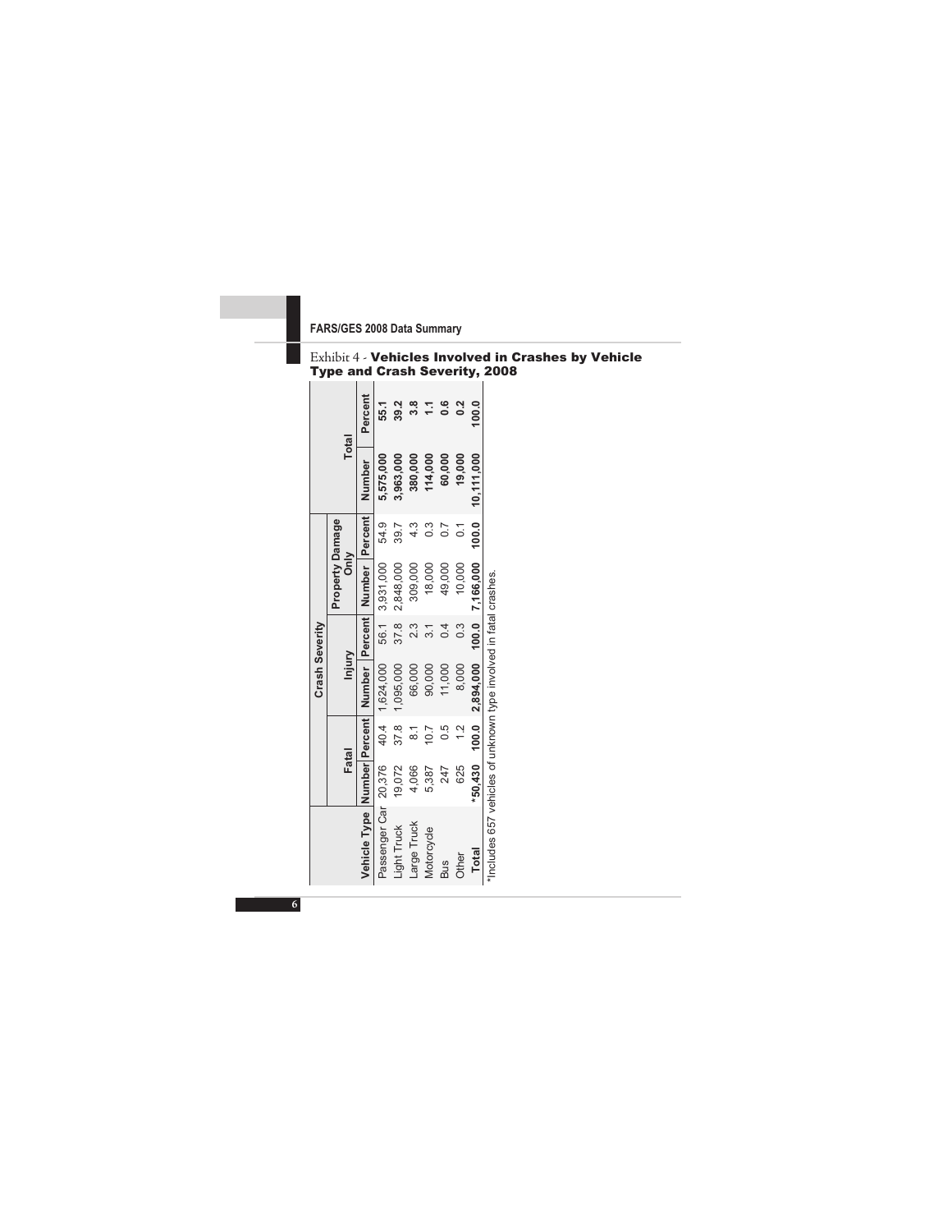## Exhibit 4 - **Vehicles Involved in Crashes by Vehicle Type and Crash Severity, 2008**

| | Crash Severity | | | | | | | |
|---|---|---|---|---|---|---|---|---|
| | Fatal | | Injury | | Property Damage Only | | Total | |
| Vehicle Type | Number | Percent | Number | Percent | Number | Percent | Number | Percent |
| Passenger Car | 20,376 | 40.4 | 1,624,000 | 56.1 | 3,931,000 | 54.9 | **5,575,000** | **55.1** |
| Light Truck | 19,072 | 37.8 | 1,095,000 | 37.8 | 2,848,000 | 39.7 | **3,963,000** | **39.2** |
| Large Truck | 4,066 | 8.1 | 66,000 | 2.3 | 309,000 | 4.3 | **380,000** | **3.8** |
| Motorcycle | 5,387 | 10.7 | 90,000 | 3.1 | 18,000 | 0.3 | **114,000** | **1.1** |
| Bus | 247 | 0.5 | 11,000 | 0.4 | 49,000 | 0.7 | **60,000** | **0.6** |
| Other | 625 | 1.2 | 8,000 | 0.3 | 10,000 | 0.1 | **19,000** | **0.2** |
| **Total** | **\*50,430** | **100.0** | **2,894,000** | **100.0** | **7,166,000** | **100.0** | **10,111,000** | **100.0** |

*Includes 657 vehicles of unknown type involved in fatal crashes.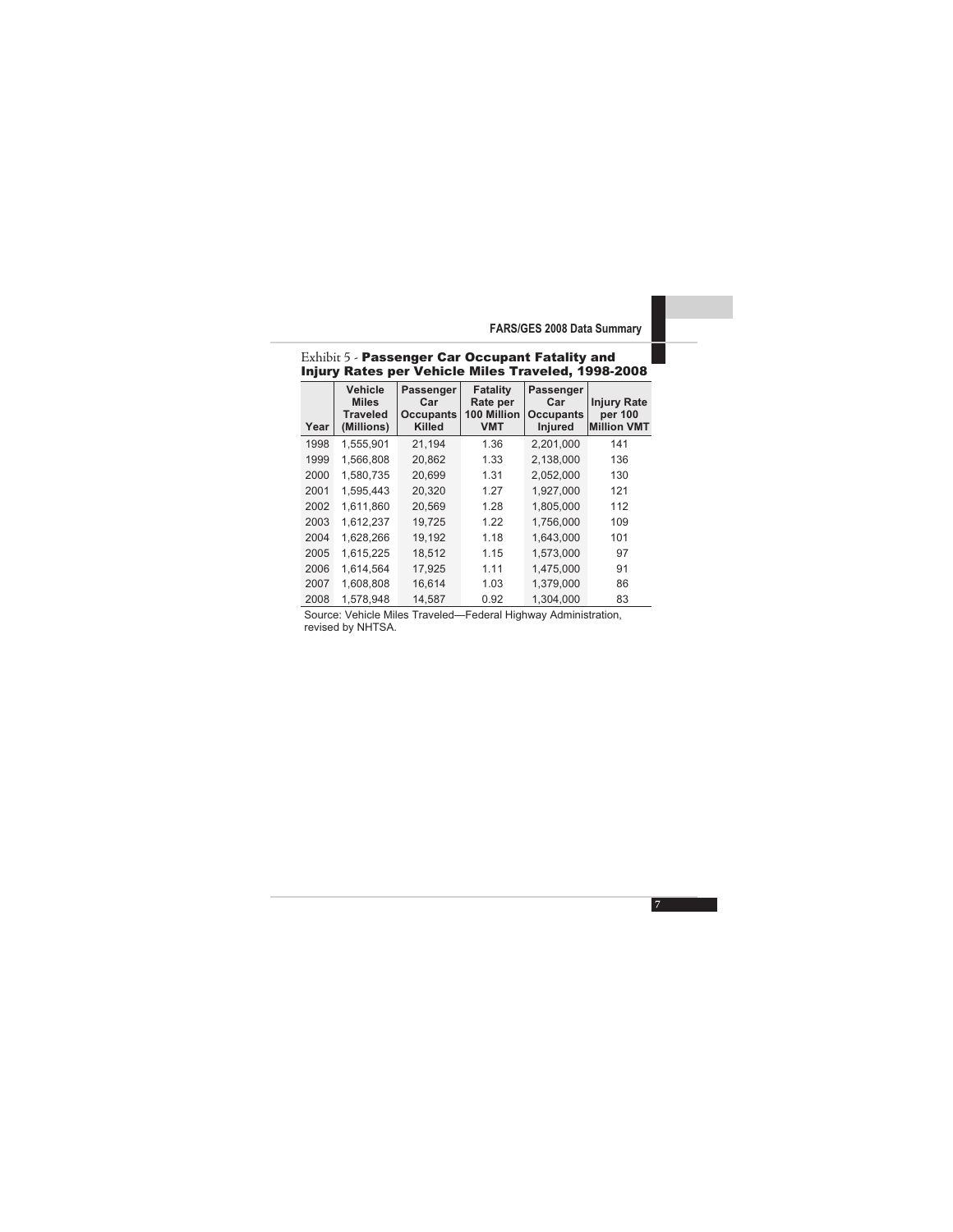Exhibit 5 - **Passenger Car Occupant Fatality and Injury Rates per Vehicle Miles Traveled, 1998-2008**

| Year | Vehicle Miles Traveled (Millions) | Passenger Car Occupants Killed | Fatality Rate per 100 Million VMT | Passenger Car Occupants Injured | Injury Rate per 100 Million VMT |
|---|---|---|---|---|---|
| 1998 | 1,555,901 | 21,194 | 1.36 | 2,201,000 | 141 |
| 1999 | 1,566,808 | 20,862 | 1.33 | 2,138,000 | 136 |
| 2000 | 1,580,735 | 20,699 | 1.31 | 2,052,000 | 130 |
| 2001 | 1,595,443 | 20,320 | 1.27 | 1,927,000 | 121 |
| 2002 | 1,611,860 | 20,569 | 1.28 | 1,805,000 | 112 |
| 2003 | 1,612,237 | 19,725 | 1.22 | 1,756,000 | 109 |
| 2004 | 1,628,266 | 19,192 | 1.18 | 1,643,000 | 101 |
| 2005 | 1,615,225 | 18,512 | 1.15 | 1,573,000 | 97 |
| 2006 | 1,614,564 | 17,925 | 1.11 | 1,475,000 | 91 |
| 2007 | 1,608,808 | 16,614 | 1.03 | 1,379,000 | 86 |
| 2008 | 1,578,948 | 14,587 | 0.92 | 1,304,000 | 83 |

Source: Vehicle Miles Traveled—Federal Highway Administration, revised by NHTSA.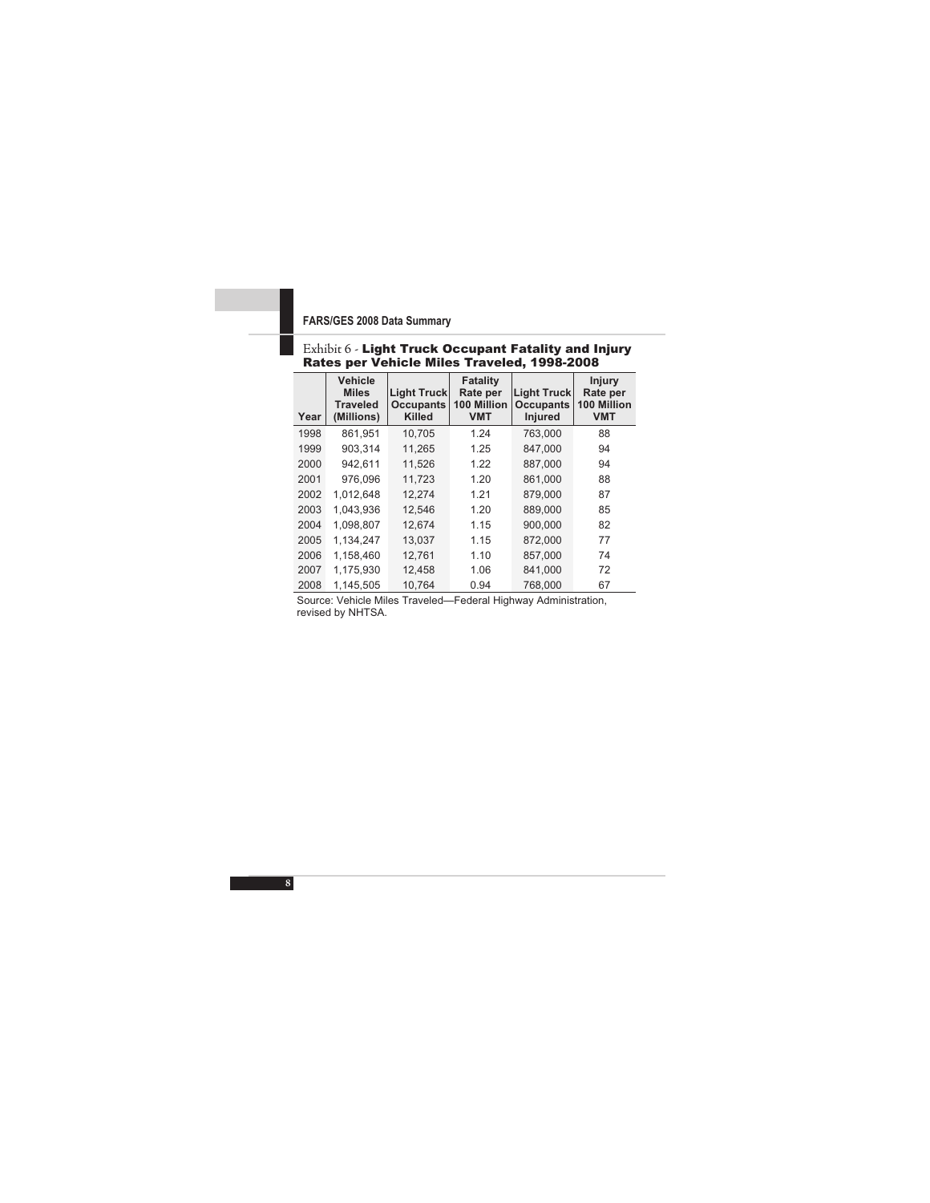## Exhibit 6 - Light Truck Occupant Fatality and Injury Rates per Vehicle Miles Traveled, 1998-2008

| Year | Vehicle Miles Traveled (Millions) | Light Truck Occupants Killed | Fatality Rate per 100 Million VMT | Light Truck Occupants Injured | Injury Rate per 100 Million VMT |
|---|---|---|---|---|---|
| 1998 | 861,951 | 10,705 | 1.24 | 763,000 | 88 |
| 1999 | 903,314 | 11,265 | 1.25 | 847,000 | 94 |
| 2000 | 942,611 | 11,526 | 1.22 | 887,000 | 94 |
| 2001 | 976,096 | 11,723 | 1.20 | 861,000 | 88 |
| 2002 | 1,012,648 | 12,274 | 1.21 | 879,000 | 87 |
| 2003 | 1,043,936 | 12,546 | 1.20 | 889,000 | 85 |
| 2004 | 1,098,807 | 12,674 | 1.15 | 900,000 | 82 |
| 2005 | 1,134,247 | 13,037 | 1.15 | 872,000 | 77 |
| 2006 | 1,158,460 | 12,761 | 1.10 | 857,000 | 74 |
| 2007 | 1,175,930 | 12,458 | 1.06 | 841,000 | 72 |
| 2008 | 1,145,505 | 10,764 | 0.94 | 768,000 | 67 |

Source: Vehicle Miles Traveled—Federal Highway Administration, revised by NHTSA.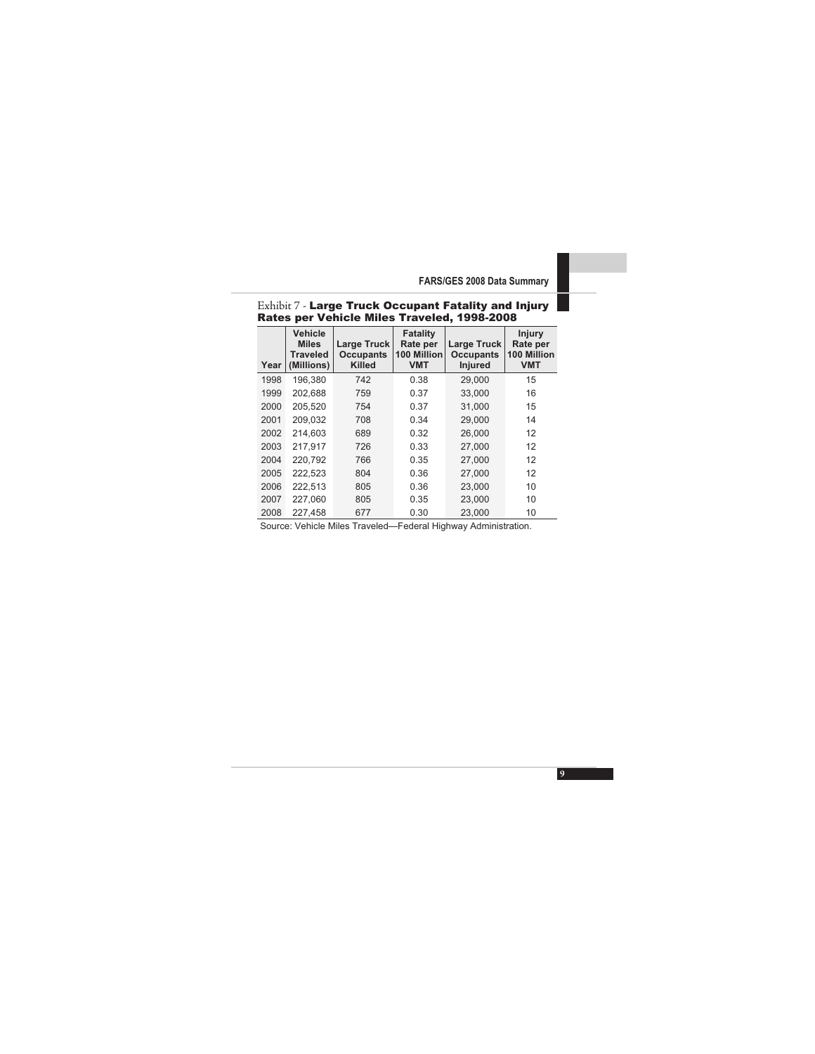Exhibit 7 - **Large Truck Occupant Fatality and Injury Rates per Vehicle Miles Traveled, 1998-2008**

| Year | Vehicle Miles Traveled (Millions) | Large Truck Occupants Killed | Fatality Rate per 100 Million VMT | Large Truck Occupants Injured | Injury Rate per 100 Million VMT |
|---|---|---|---|---|---|
| 1998 | 196,380 | 742 | 0.38 | 29,000 | 15 |
| 1999 | 202,688 | 759 | 0.37 | 33,000 | 16 |
| 2000 | 205,520 | 754 | 0.37 | 31,000 | 15 |
| 2001 | 209,032 | 708 | 0.34 | 29,000 | 14 |
| 2002 | 214,603 | 689 | 0.32 | 26,000 | 12 |
| 2003 | 217,917 | 726 | 0.33 | 27,000 | 12 |
| 2004 | 220,792 | 766 | 0.35 | 27,000 | 12 |
| 2005 | 222,523 | 804 | 0.36 | 27,000 | 12 |
| 2006 | 222,513 | 805 | 0.36 | 23,000 | 10 |
| 2007 | 227,060 | 805 | 0.35 | 23,000 | 10 |
| 2008 | 227,458 | 677 | 0.30 | 23,000 | 10 |

Source: Vehicle Miles Traveled—Federal Highway Administration.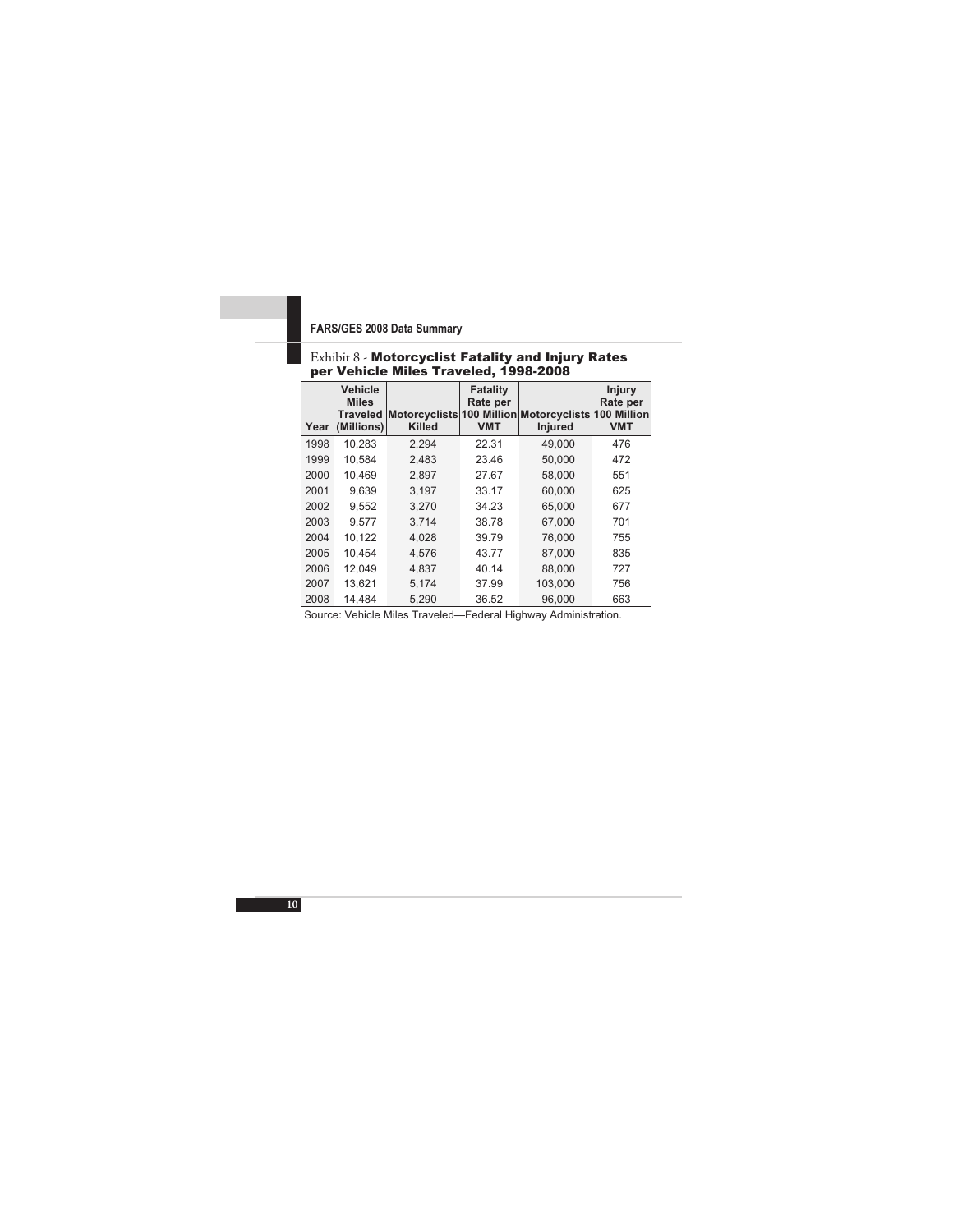Exhibit 8 - **Motorcyclist Fatality and Injury Rates per Vehicle Miles Traveled, 1998-2008**

| Year | Vehicle Miles Traveled (Millions) | Motorcyclists Killed | Fatality Rate per 100 Million VMT | Motorcyclists Injured | Injury Rate per 100 Million VMT |
|---|---|---|---|---|---|
| 1998 | 10,283 | 2,294 | 22.31 | 49,000 | 476 |
| 1999 | 10,584 | 2,483 | 23.46 | 50,000 | 472 |
| 2000 | 10,469 | 2,897 | 27.67 | 58,000 | 551 |
| 2001 | 9,639 | 3,197 | 33.17 | 60,000 | 625 |
| 2002 | 9,552 | 3,270 | 34.23 | 65,000 | 677 |
| 2003 | 9,577 | 3,714 | 38.78 | 67,000 | 701 |
| 2004 | 10,122 | 4,028 | 39.79 | 76,000 | 755 |
| 2005 | 10,454 | 4,576 | 43.77 | 87,000 | 835 |
| 2006 | 12,049 | 4,837 | 40.14 | 88,000 | 727 |
| 2007 | 13,621 | 5,174 | 37.99 | 103,000 | 756 |
| 2008 | 14,484 | 5,290 | 36.52 | 96,000 | 663 |

Source: Vehicle Miles Traveled—Federal Highway Administration.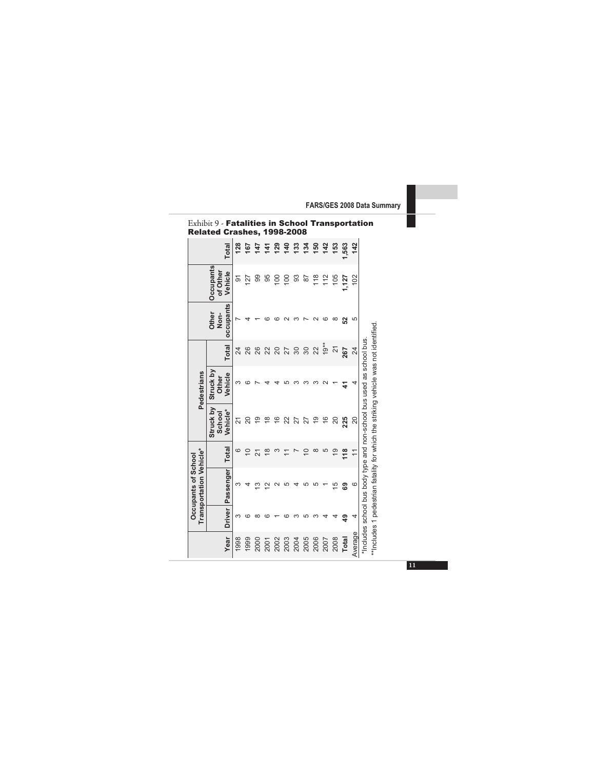# Exhibit 9 - **Fatalities in School Transportation Related Crashes, 1998-2008**

| Year | Occupants of School Transportation Vehicle* | | | Pedestrians | | | Other Non-occupants | Occupants of Other Vehicle | Total |
|---|---|---|---|---|---|---|---|---|---|
| | Driver | Passenger | Total | Struck by School Vehicle* | Struck by Other Vehicle | Total | | | |
| 1998 | 3 | 3 | 6 | 21 | 3 | 24 | 7 | 91 | **128** |
| 1999 | 6 | 4 | 10 | 20 | 6 | 26 | 4 | 127 | **167** |
| 2000 | 8 | 13 | 21 | 19 | 7 | 26 | 1 | 99 | **147** |
| 2001 | 6 | 12 | 18 | 18 | 4 | 22 | 6 | 95 | **141** |
| 2002 | 1 | 2 | 3 | 16 | 4 | 20 | 6 | 100 | **129** |
| 2003 | 6 | 5 | 11 | 22 | 5 | 27 | 2 | 100 | **140** |
| 2004 | 3 | 4 | 7 | 27 | 3 | 30 | 3 | 93 | **133** |
| 2005 | 5 | 5 | 10 | 27 | 3 | 30 | 7 | 87 | **134** |
| 2006 | 3 | 5 | 8 | 19 | 3 | 22 | 2 | 118 | **150** |
| 2007 | 4 | 1 | 5 | 16 | 2 | 19** | 6 | 112 | **142** |
| 2008 | 4 | 15 | 19 | 20 | 1 | 21 | 8 | 105 | **153** |
| **Total** | **49** | **69** | **118** | **225** | **41** | **267** | **52** | **1,127** | **1,563** |
| Average | 4 | 6 | 11 | 20 | 4 | 24 | 5 | 102 | **142** |

*Includes school bus body type and non-school bus used as school bus.

**Includes 1 pedestrian fatality for which the striking vehicle was not identified.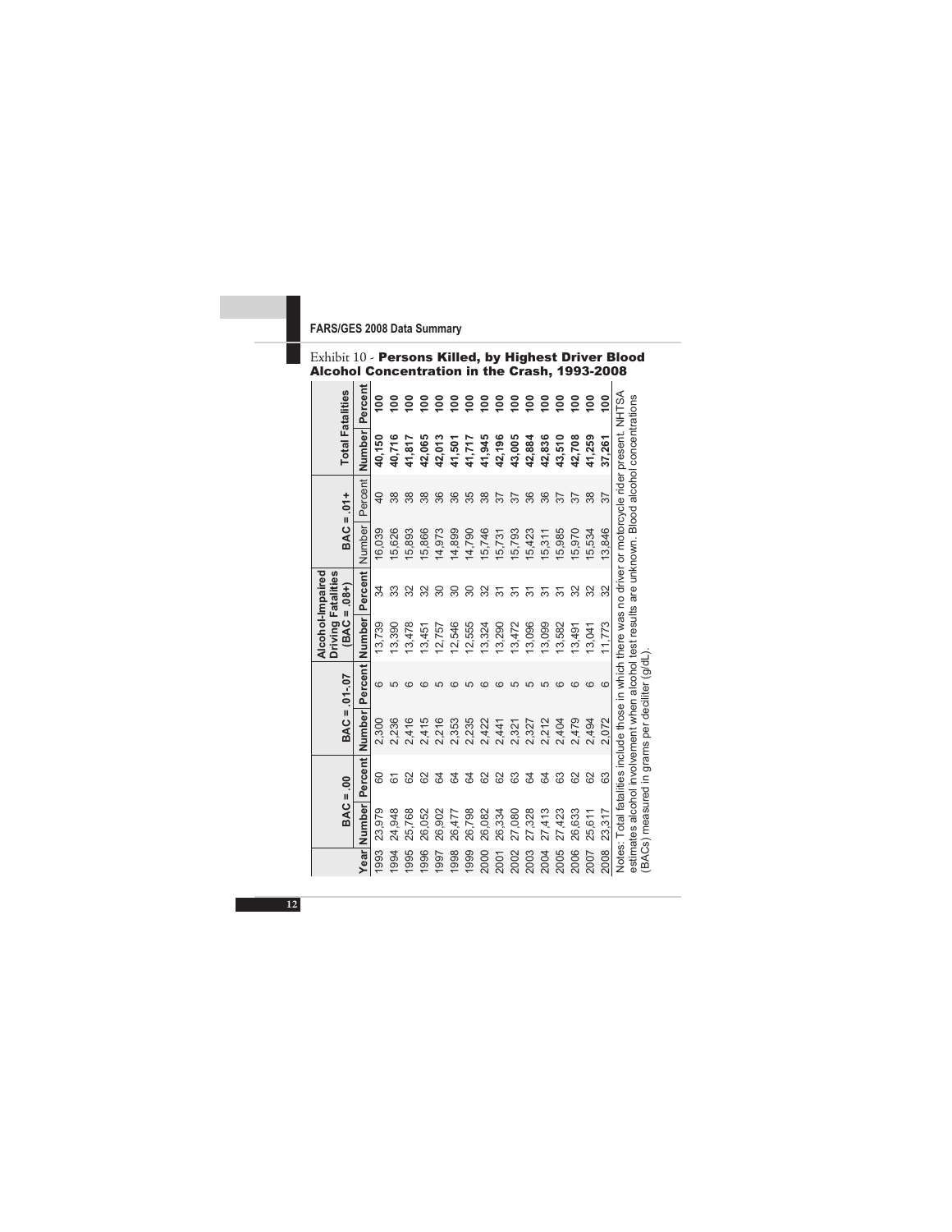## Exhibit 10 - **Persons Killed, by Highest Driver Blood Alcohol Concentration in the Crash, 1993-2008**

| Year | BAC = .00 | | BAC = .01-.07 | | Alcohol-Impaired Driving Fatalities (BAC = .08+) | | BAC = .01+ | | Total Fatalities | |
|---|---|---|---|---|---|---|---|---|---|---|
| | Number | Percent | Number | Percent | Number | Percent | Number | Percent | Number | Percent |
| 1993 | 23,979 | 60 | 2,300 | 6 | 13,739 | 34 | 16,039 | 40 | **40,150** | **100** |
| 1994 | 24,948 | 61 | 2,236 | 5 | 13,390 | 33 | 15,626 | 38 | **40,716** | **100** |
| 1995 | 25,768 | 62 | 2,416 | 6 | 13,478 | 32 | 15,893 | 38 | **41,817** | **100** |
| 1996 | 26,052 | 62 | 2,415 | 6 | 13,451 | 32 | 15,866 | 38 | **42,065** | **100** |
| 1997 | 26,902 | 64 | 2,216 | 5 | 12,757 | 30 | 14,973 | 36 | **42,013** | **100** |
| 1998 | 26,477 | 64 | 2,353 | 6 | 12,546 | 30 | 14,899 | 36 | **41,501** | **100** |
| 1999 | 26,798 | 64 | 2,235 | 5 | 12,555 | 30 | 14,790 | 35 | **41,717** | **100** |
| 2000 | 26,082 | 62 | 2,422 | 6 | 13,324 | 32 | 15,746 | 38 | **41,945** | **100** |
| 2001 | 26,334 | 62 | 2,441 | 6 | 13,290 | 31 | 15,731 | 37 | **42,196** | **100** |
| 2002 | 27,080 | 63 | 2,321 | 5 | 13,472 | 31 | 15,793 | 37 | **43,005** | **100** |
| 2003 | 27,328 | 64 | 2,327 | 5 | 13,096 | 31 | 15,423 | 36 | **42,884** | **100** |
| 2004 | 27,413 | 64 | 2,212 | 5 | 13,099 | 31 | 15,311 | 36 | **42,836** | **100** |
| 2005 | 27,423 | 63 | 2,404 | 6 | 13,582 | 31 | 15,985 | 37 | **43,510** | **100** |
| 2006 | 26,633 | 62 | 2,479 | 6 | 13,491 | 32 | 15,970 | 37 | **42,708** | **100** |
| 2007 | 25,611 | 62 | 2,494 | 6 | 13,041 | 32 | 15,534 | 38 | **41,259** | **100** |
| 2008 | 23,317 | 63 | 2,072 | 6 | 11,773 | 32 | 13,846 | 37 | **37,261** | **100** |

Notes: Total fatalities include those in which there was no driver or motorcycle rider present. NHTSA estimates alcohol involvement when alcohol test results are unknown. Blood alcohol concentrations (BACs) measured in grams per deciliter (g/dL).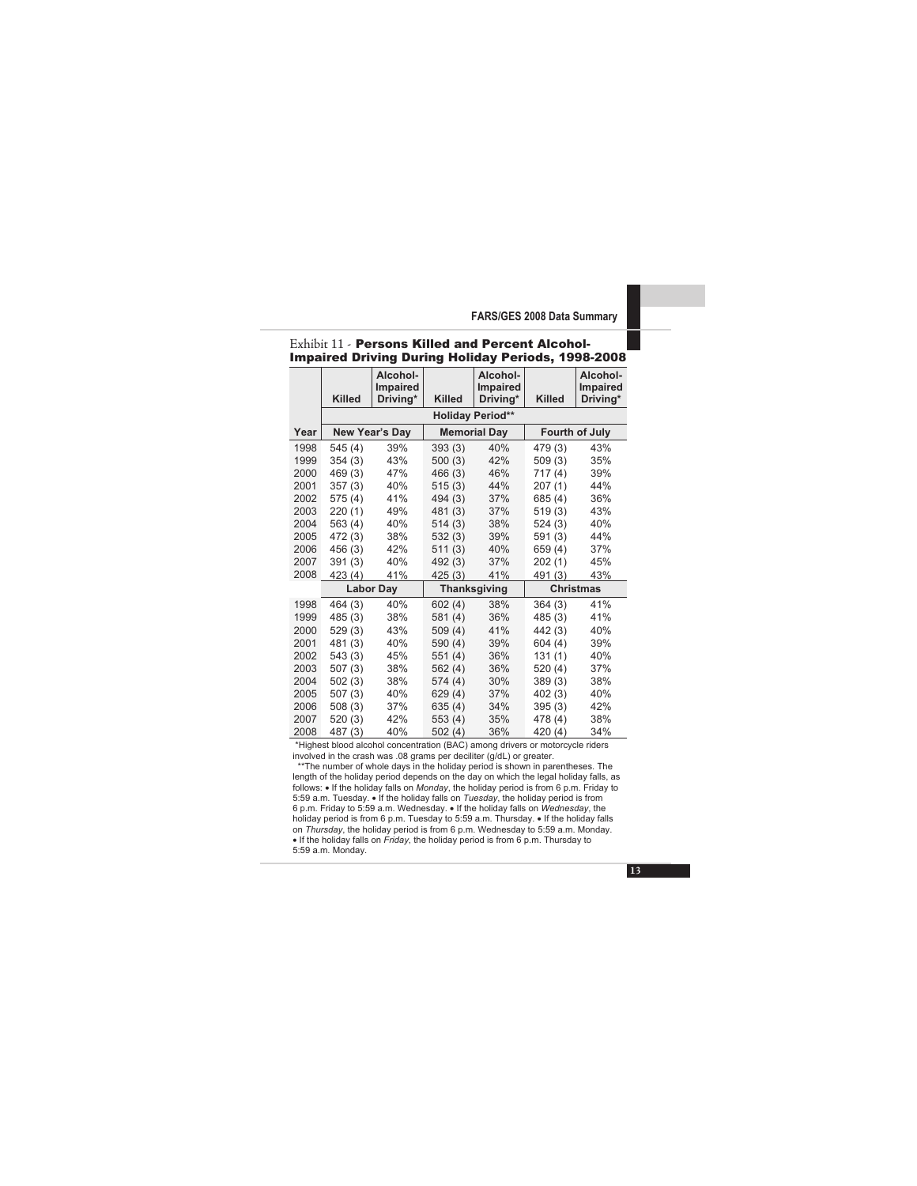## Exhibit 11 - **Persons Killed and Percent Alcohol-Impaired Driving During Holiday Periods, 1998-2008**

| | Killed | Alcohol-Impaired Driving* | Killed | Alcohol-Impaired Driving* | Killed | Alcohol-Impaired Driving* |
|---|---|---|---|---|---|---|
| | **Holiday Period**** | | | | | |
| **Year** | **New Year's Day** | | **Memorial Day** | | **Fourth of July** | |
| 1998 | 545 (4) | 39% | 393 (3) | 40% | 479 (3) | 43% |
| 1999 | 354 (3) | 43% | 500 (3) | 42% | 509 (3) | 35% |
| 2000 | 469 (3) | 47% | 466 (3) | 46% | 717 (4) | 39% |
| 2001 | 357 (3) | 40% | 515 (3) | 44% | 207 (1) | 44% |
| 2002 | 575 (4) | 41% | 494 (3) | 37% | 685 (4) | 36% |
| 2003 | 220 (1) | 49% | 481 (3) | 37% | 519 (3) | 43% |
| 2004 | 563 (4) | 40% | 514 (3) | 38% | 524 (3) | 40% |
| 2005 | 472 (3) | 38% | 532 (3) | 39% | 591 (3) | 44% |
| 2006 | 456 (3) | 42% | 511 (3) | 40% | 659 (4) | 37% |
| 2007 | 391 (3) | 40% | 492 (3) | 37% | 202 (1) | 45% |
| 2008 | 423 (4) | 41% | 425 (3) | 41% | 491 (3) | 43% |
| | **Labor Day** | | **Thanksgiving** | | **Christmas** | |
| 1998 | 464 (3) | 40% | 602 (4) | 38% | 364 (3) | 41% |
| 1999 | 485 (3) | 38% | 581 (4) | 36% | 485 (3) | 41% |
| 2000 | 529 (3) | 43% | 509 (4) | 41% | 442 (3) | 40% |
| 2001 | 481 (3) | 40% | 590 (4) | 39% | 604 (4) | 39% |
| 2002 | 543 (3) | 45% | 551 (4) | 36% | 131 (1) | 40% |
| 2003 | 507 (3) | 38% | 562 (4) | 36% | 520 (4) | 37% |
| 2004 | 502 (3) | 38% | 574 (4) | 30% | 389 (3) | 38% |
| 2005 | 507 (3) | 40% | 629 (4) | 37% | 402 (3) | 40% |
| 2006 | 508 (3) | 37% | 635 (4) | 34% | 395 (3) | 42% |
| 2007 | 520 (3) | 42% | 553 (4) | 35% | 478 (4) | 38% |
| 2008 | 487 (3) | 40% | 502 (4) | 36% | 420 (4) | 34% |

*Highest blood alcohol concentration (BAC) among drivers or motorcycle riders involved in the crash was .08 grams per deciliter (g/dL) or greater.

**The number of whole days in the holiday period is shown in parentheses. The length of the holiday period depends on the day on which the legal holiday falls, as follows: • If the holiday falls on *Monday*, the holiday period is from 6 p.m. Friday to 5:59 a.m. Tuesday. • If the holiday falls on *Tuesday*, the holiday period is from 6 p.m. Friday to 5:59 a.m. Wednesday. • If the holiday falls on *Wednesday*, the holiday period is from 6 p.m. Tuesday to 5:59 a.m. Thursday. • If the holiday falls on *Thursday*, the holiday period is from 6 p.m. Wednesday to 5:59 a.m. Monday. • If the holiday falls on *Friday*, the holiday period is from 6 p.m. Thursday to 5:59 a.m. Monday.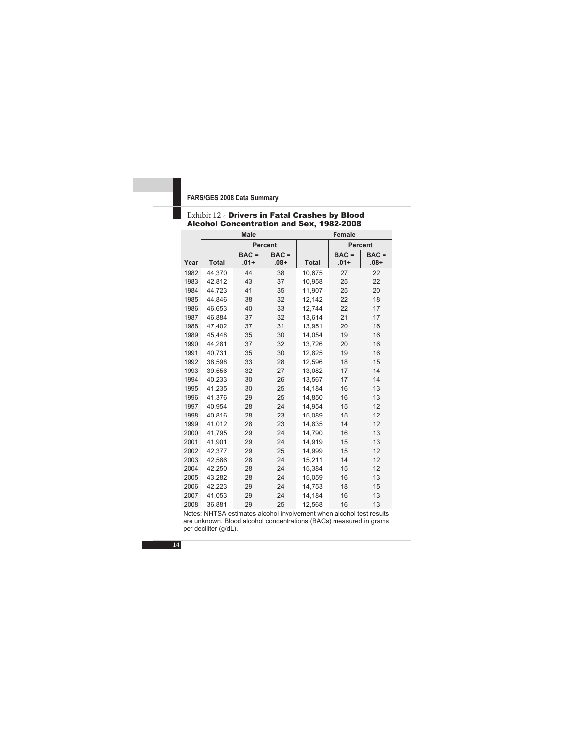### Exhibit 12 - **Drivers in Fatal Crashes by Blood Alcohol Concentration and Sex, 1982-2008**

| | Male | | | Female | | |
|---|---|---|---|---|---|---|
| | | Percent | | | Percent | |
| Year | Total | BAC = .01+ | BAC = .08+ | Total | BAC = .01+ | BAC = .08+ |
| 1982 | 44,370 | 44 | 38 | 10,675 | 27 | 22 |
| 1983 | 42,812 | 43 | 37 | 10,958 | 25 | 22 |
| 1984 | 44,723 | 41 | 35 | 11,907 | 25 | 20 |
| 1985 | 44,846 | 38 | 32 | 12,142 | 22 | 18 |
| 1986 | 46,653 | 40 | 33 | 12,744 | 22 | 17 |
| 1987 | 46,884 | 37 | 32 | 13,614 | 21 | 17 |
| 1988 | 47,402 | 37 | 31 | 13,951 | 20 | 16 |
| 1989 | 45,448 | 35 | 30 | 14,054 | 19 | 16 |
| 1990 | 44,281 | 37 | 32 | 13,726 | 20 | 16 |
| 1991 | 40,731 | 35 | 30 | 12,825 | 19 | 16 |
| 1992 | 38,598 | 33 | 28 | 12,596 | 18 | 15 |
| 1993 | 39,556 | 32 | 27 | 13,082 | 17 | 14 |
| 1994 | 40,233 | 30 | 26 | 13,567 | 17 | 14 |
| 1995 | 41,235 | 30 | 25 | 14,184 | 16 | 13 |
| 1996 | 41,376 | 29 | 25 | 14,850 | 16 | 13 |
| 1997 | 40,954 | 28 | 24 | 14,954 | 15 | 12 |
| 1998 | 40,816 | 28 | 23 | 15,089 | 15 | 12 |
| 1999 | 41,012 | 28 | 23 | 14,835 | 14 | 12 |
| 2000 | 41,795 | 29 | 24 | 14,790 | 16 | 13 |
| 2001 | 41,901 | 29 | 24 | 14,919 | 15 | 13 |
| 2002 | 42,377 | 29 | 25 | 14,999 | 15 | 12 |
| 2003 | 42,586 | 28 | 24 | 15,211 | 14 | 12 |
| 2004 | 42,250 | 28 | 24 | 15,384 | 15 | 12 |
| 2005 | 43,282 | 28 | 24 | 15,059 | 16 | 13 |
| 2006 | 42,223 | 29 | 24 | 14,753 | 18 | 15 |
| 2007 | 41,053 | 29 | 24 | 14,184 | 16 | 13 |
| 2008 | 36,881 | 29 | 25 | 12,568 | 16 | 13 |

Notes: NHTSA estimates alcohol involvement when alcohol test results are unknown. Blood alcohol concentrations (BACs) measured in grams per deciliter (g/dL).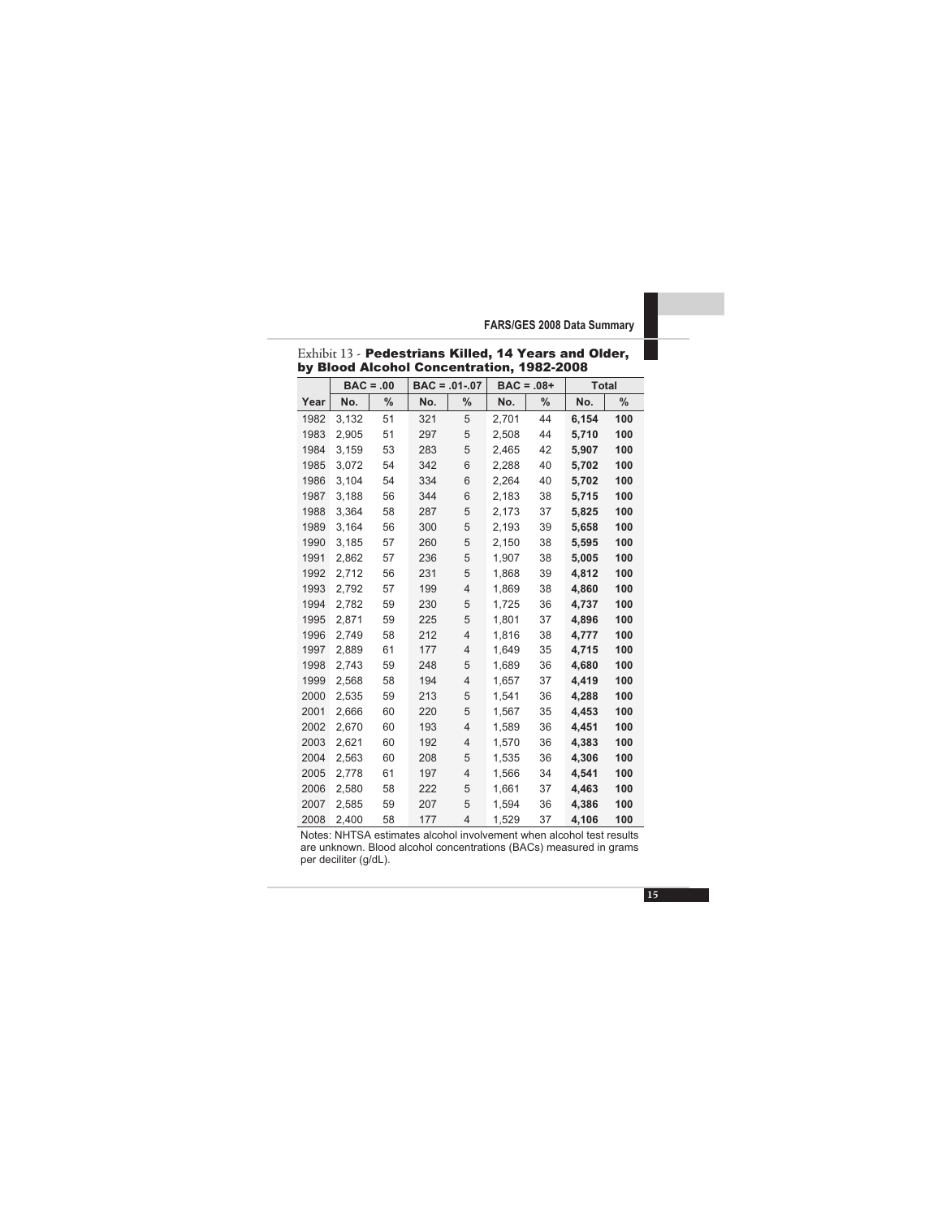Exhibit 13 - **Pedestrians Killed, 14 Years and Older, by Blood Alcohol Concentration, 1982-2008**

| | BAC = .00 | | BAC = .01-.07 | | BAC = .08+ | | Total | |
|---|---|---|---|---|---|---|---|---|
| Year | No. | % | No. | % | No. | % | No. | % |
| 1982 | 3,132 | 51 | 321 | 5 | 2,701 | 44 | **6,154** | **100** |
| 1983 | 2,905 | 51 | 297 | 5 | 2,508 | 44 | **5,710** | **100** |
| 1984 | 3,159 | 53 | 283 | 5 | 2,465 | 42 | **5,907** | **100** |
| 1985 | 3,072 | 54 | 342 | 6 | 2,288 | 40 | **5,702** | **100** |
| 1986 | 3,104 | 54 | 334 | 6 | 2,264 | 40 | **5,702** | **100** |
| 1987 | 3,188 | 56 | 344 | 6 | 2,183 | 38 | **5,715** | **100** |
| 1988 | 3,364 | 58 | 287 | 5 | 2,173 | 37 | **5,825** | **100** |
| 1989 | 3,164 | 56 | 300 | 5 | 2,193 | 39 | **5,658** | **100** |
| 1990 | 3,185 | 57 | 260 | 5 | 2,150 | 38 | **5,595** | **100** |
| 1991 | 2,862 | 57 | 236 | 5 | 1,907 | 38 | **5,005** | **100** |
| 1992 | 2,712 | 56 | 231 | 5 | 1,868 | 39 | **4,812** | **100** |
| 1993 | 2,792 | 57 | 199 | 4 | 1,869 | 38 | **4,860** | **100** |
| 1994 | 2,782 | 59 | 230 | 5 | 1,725 | 36 | **4,737** | **100** |
| 1995 | 2,871 | 59 | 225 | 5 | 1,801 | 37 | **4,896** | **100** |
| 1996 | 2,749 | 58 | 212 | 4 | 1,816 | 38 | **4,777** | **100** |
| 1997 | 2,889 | 61 | 177 | 4 | 1,649 | 35 | **4,715** | **100** |
| 1998 | 2,743 | 59 | 248 | 5 | 1,689 | 36 | **4,680** | **100** |
| 1999 | 2,568 | 58 | 194 | 4 | 1,657 | 37 | **4,419** | **100** |
| 2000 | 2,535 | 59 | 213 | 5 | 1,541 | 36 | **4,288** | **100** |
| 2001 | 2,666 | 60 | 220 | 5 | 1,567 | 35 | **4,453** | **100** |
| 2002 | 2,670 | 60 | 193 | 4 | 1,589 | 36 | **4,451** | **100** |
| 2003 | 2,621 | 60 | 192 | 4 | 1,570 | 36 | **4,383** | **100** |
| 2004 | 2,563 | 60 | 208 | 5 | 1,535 | 36 | **4,306** | **100** |
| 2005 | 2,778 | 61 | 197 | 4 | 1,566 | 34 | **4,541** | **100** |
| 2006 | 2,580 | 58 | 222 | 5 | 1,661 | 37 | **4,463** | **100** |
| 2007 | 2,585 | 59 | 207 | 5 | 1,594 | 36 | **4,386** | **100** |
| 2008 | 2,400 | 58 | 177 | 4 | 1,529 | 37 | **4,106** | **100** |

Notes: NHTSA estimates alcohol involvement when alcohol test results are unknown. Blood alcohol concentrations (BACs) measured in grams per deciliter (g/dL).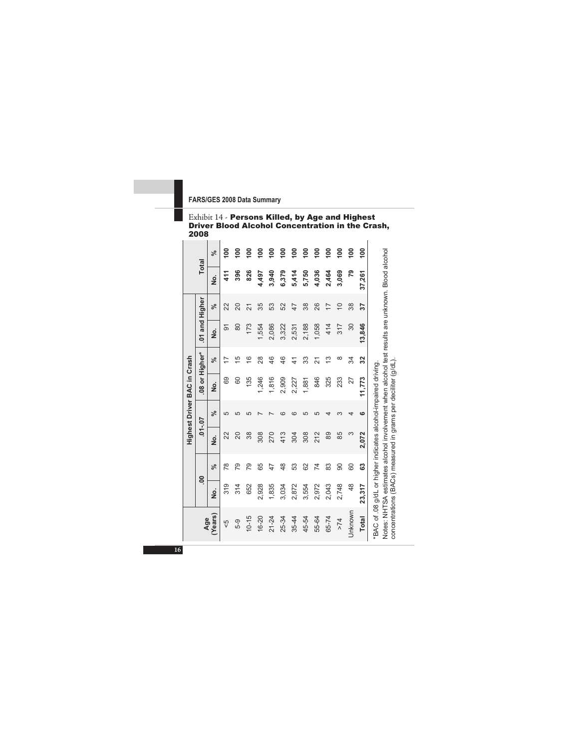## Exhibit 14 - **Persons Killed, by Age and Highest Driver Blood Alcohol Concentration in the Crash, 2008**

| Age (Years) | Highest Driver BAC in Crash | | | | | | | | Total | |
|---|---|---|---|---|---|---|---|---|---|---|
| | .00 | | .01-.07 | | .08 or Higher* | | .01 and Higher | | | |
| | No. | % | No. | % | No. | % | No. | % | No. | % |
| <5 | 319 | 78 | 22 | 5 | 69 | 17 | 91 | 22 | **411** | **100** |
| 5-9 | 314 | 79 | 20 | 5 | 60 | 15 | 80 | 20 | **396** | **100** |
| 10-15 | 652 | 79 | 38 | 5 | 135 | 16 | 173 | 21 | **826** | **100** |
| 16-20 | 2,928 | 65 | 308 | 7 | 1,246 | 28 | 1,554 | 35 | **4,497** | **100** |
| 21-24 | 1,835 | 47 | 270 | 7 | 1,816 | 46 | 2,086 | 53 | **3,940** | **100** |
| 25-34 | 3,034 | 48 | 413 | 6 | 2,909 | 46 | 3,322 | 52 | **6,379** | **100** |
| 35-44 | 2,872 | 53 | 304 | 6 | 2,227 | 41 | 2,531 | 47 | **5,414** | **100** |
| 45-54 | 3,554 | 62 | 308 | 5 | 1,881 | 33 | 2,188 | 38 | **5,750** | **100** |
| 55-64 | 2,972 | 74 | 212 | 5 | 846 | 21 | 1,058 | 26 | **4,036** | **100** |
| 65-74 | 2,043 | 83 | 89 | 4 | 325 | 13 | 414 | 17 | **2,464** | **100** |
| >74 | 2,748 | 90 | 85 | 3 | 233 | 8 | 317 | 10 | **3,069** | **100** |
| Unknown | 48 | 60 | 3 | 4 | 27 | 34 | 30 | 38 | **79** | **100** |
| **Total** | **23,317** | **63** | **2,072** | **6** | **11,773** | **32** | **13,846** | **37** | **37,261** | **100** |

*BAC of .08 g/dL or higher indicates alcohol-impaired driving.

Notes: NHTSA estimates alcohol involvement when alcohol test results are unknown. Blood alcohol concentrations (BACs) measured in grams per deciliter (g/dL).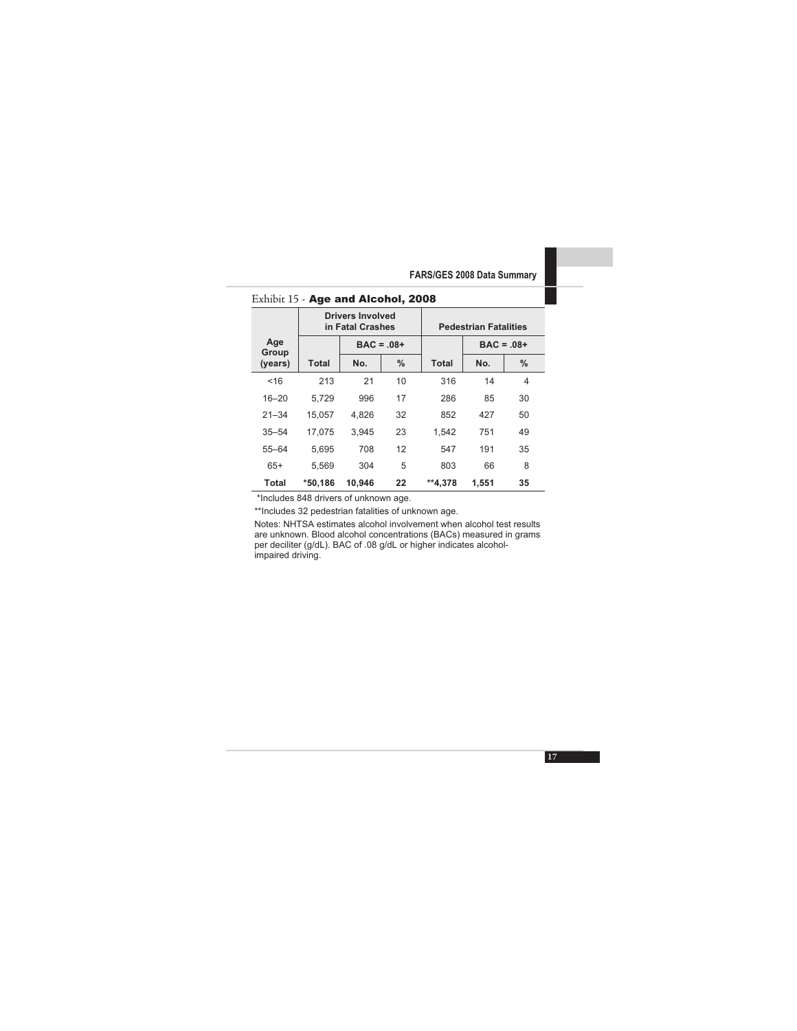## Exhibit 15 - **Age and Alcohol, 2008**

| Age Group (years) | Drivers Involved in Fatal Crashes | | | Pedestrian Fatalities | | |
|---|---|---|---|---|---|---|
| | | BAC = .08+ | | | BAC = .08+ | |
| | Total | No. | % | Total | No. | % |
| <16 | 213 | 21 | 10 | 316 | 14 | 4 |
| 16–20 | 5,729 | 996 | 17 | 286 | 85 | 30 |
| 21–34 | 15,057 | 4,826 | 32 | 852 | 427 | 50 |
| 35–54 | 17,075 | 3,945 | 23 | 1,542 | 751 | 49 |
| 55–64 | 5,695 | 708 | 12 | 547 | 191 | 35 |
| 65+ | 5,569 | 304 | 5 | 803 | 66 | 8 |
| **Total** | ***50,186** | **10,946** | **22** | ****4,378** | **1,551** | **35** |

*Includes 848 drivers of unknown age.

**Includes 32 pedestrian fatalities of unknown age.

Notes: NHTSA estimates alcohol involvement when alcohol test results are unknown. Blood alcohol concentrations (BACs) measured in grams per deciliter (g/dL). BAC of .08 g/dL or higher indicates alcohol-impaired driving.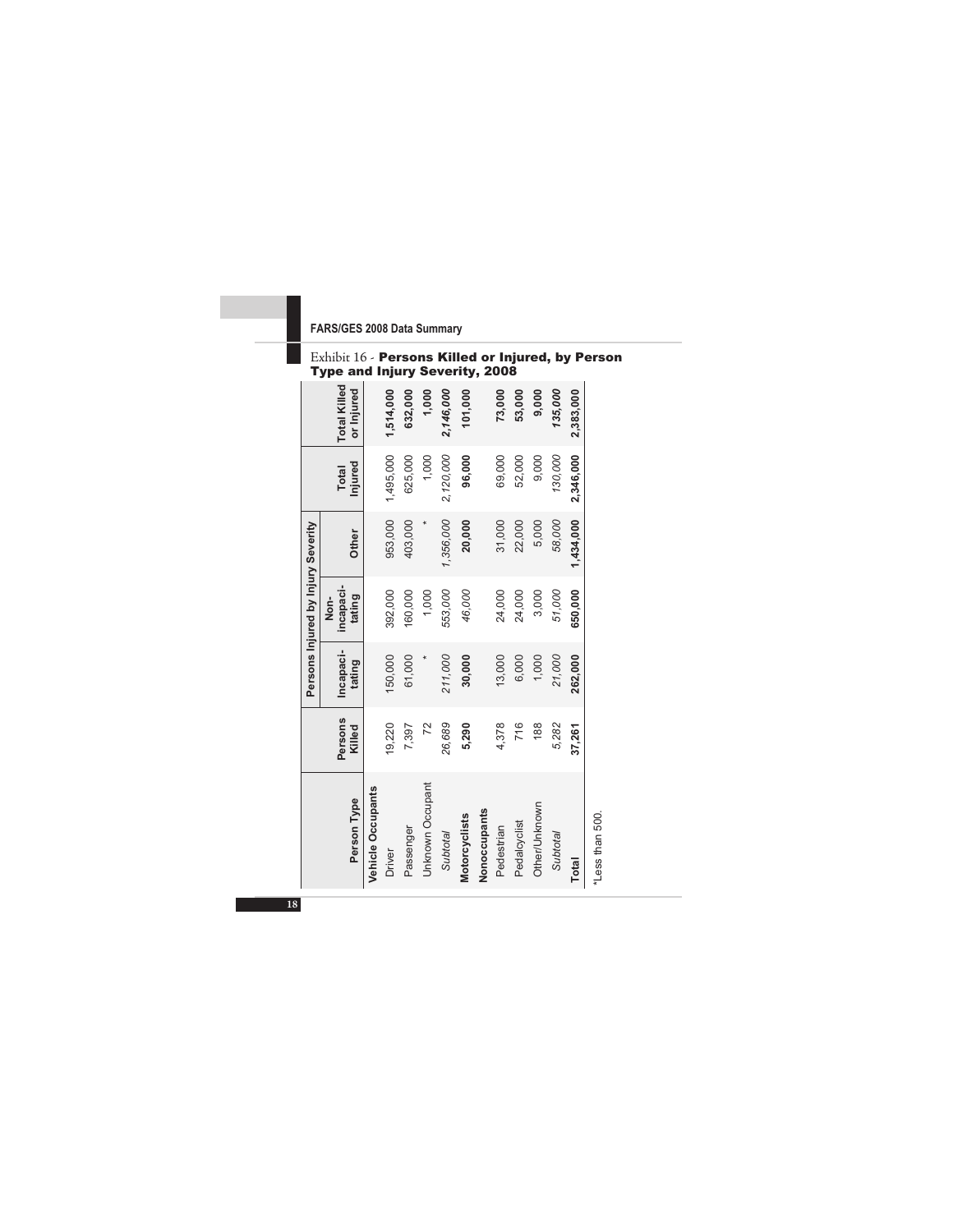## Exhibit 16 - **Persons Killed or Injured, by Person Type and Injury Severity, 2008**

| Person Type | Persons Killed | Persons Injured by Injury Severity | | | Total Injured | Total Killed or Injured |
|---|---|---|---|---|---|---|
| | | Incapacitating | Non-incapacitating | Other | | |
| **Vehicle Occupants** | | | | | | |
| Driver | 19,220 | 150,000 | 392,000 | 953,000 | 1,495,000 | **1,514,000** |
| Passenger | 7,397 | 61,000 | 160,000 | 403,000 | 625,000 | **632,000** |
| Unknown Occupant | 72 | * | 1,000 | * | 1,000 | **1,000** |
| *Subtotal* | *26,689* | *211,000* | *553,000* | *1,356,000* | *2,120,000* | ***2,146,000*** |
| **Motorcyclists** | **5,290** | **30,000** | *46,000* | **20,000** | **96,000** | **101,000** |
| **Nonoccupants** | | | | | | |
| Pedestrian | 4,378 | 13,000 | 24,000 | 31,000 | 69,000 | **73,000** |
| Pedalcyclist | 716 | 6,000 | 24,000 | 22,000 | 52,000 | **53,000** |
| Other/Unknown | 188 | 1,000 | 3,000 | 5,000 | 9,000 | **9,000** |
| *Subtotal* | *5,282* | *21,000* | *51,000* | *58,000* | *130,000* | ***135,000*** |
| **Total** | **37,261** | **262,000** | **650,000** | **1,434,000** | **2,346,000** | **2,383,000** |

*Less than 500.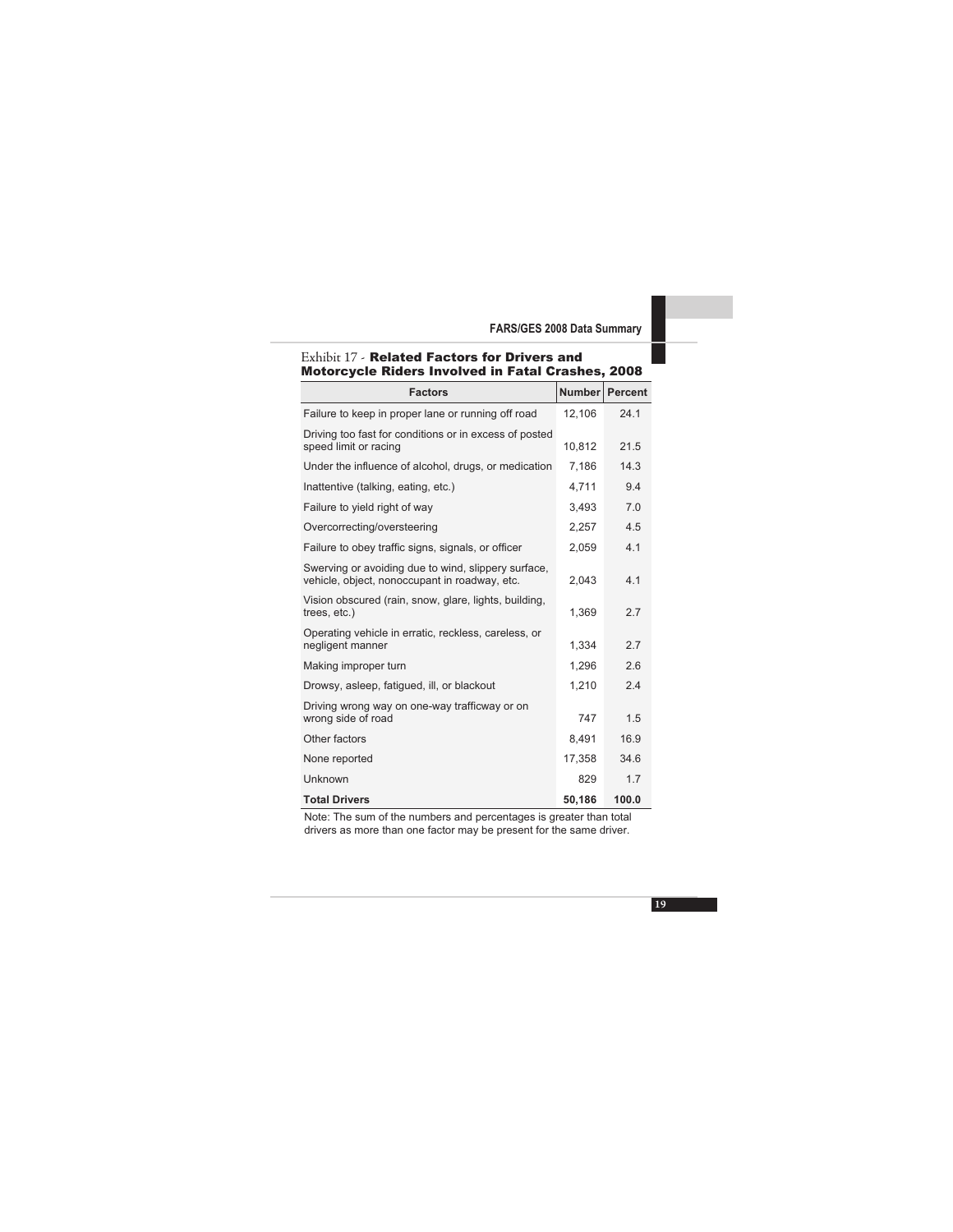Exhibit 17 - **Related Factors for Drivers and Motorcycle Riders Involved in Fatal Crashes, 2008**

| Factors | Number | Percent |
|---|---|---|
| Failure to keep in proper lane or running off road | 12,106 | 24.1 |
| Driving too fast for conditions or in excess of posted speed limit or racing | 10,812 | 21.5 |
| Under the influence of alcohol, drugs, or medication | 7,186 | 14.3 |
| Inattentive (talking, eating, etc.) | 4,711 | 9.4 |
| Failure to yield right of way | 3,493 | 7.0 |
| Overcorrecting/oversteering | 2,257 | 4.5 |
| Failure to obey traffic signs, signals, or officer | 2,059 | 4.1 |
| Swerving or avoiding due to wind, slippery surface, vehicle, object, nonoccupant in roadway, etc. | 2,043 | 4.1 |
| Vision obscured (rain, snow, glare, lights, building, trees, etc.) | 1,369 | 2.7 |
| Operating vehicle in erratic, reckless, careless, or negligent manner | 1,334 | 2.7 |
| Making improper turn | 1,296 | 2.6 |
| Drowsy, asleep, fatigued, ill, or blackout | 1,210 | 2.4 |
| Driving wrong way on one-way trafficway or on wrong side of road | 747 | 1.5 |
| Other factors | 8,491 | 16.9 |
| None reported | 17,358 | 34.6 |
| Unknown | 829 | 1.7 |
| **Total Drivers** | **50,186** | **100.0** |

Note: The sum of the numbers and percentages is greater than total drivers as more than one factor may be present for the same driver.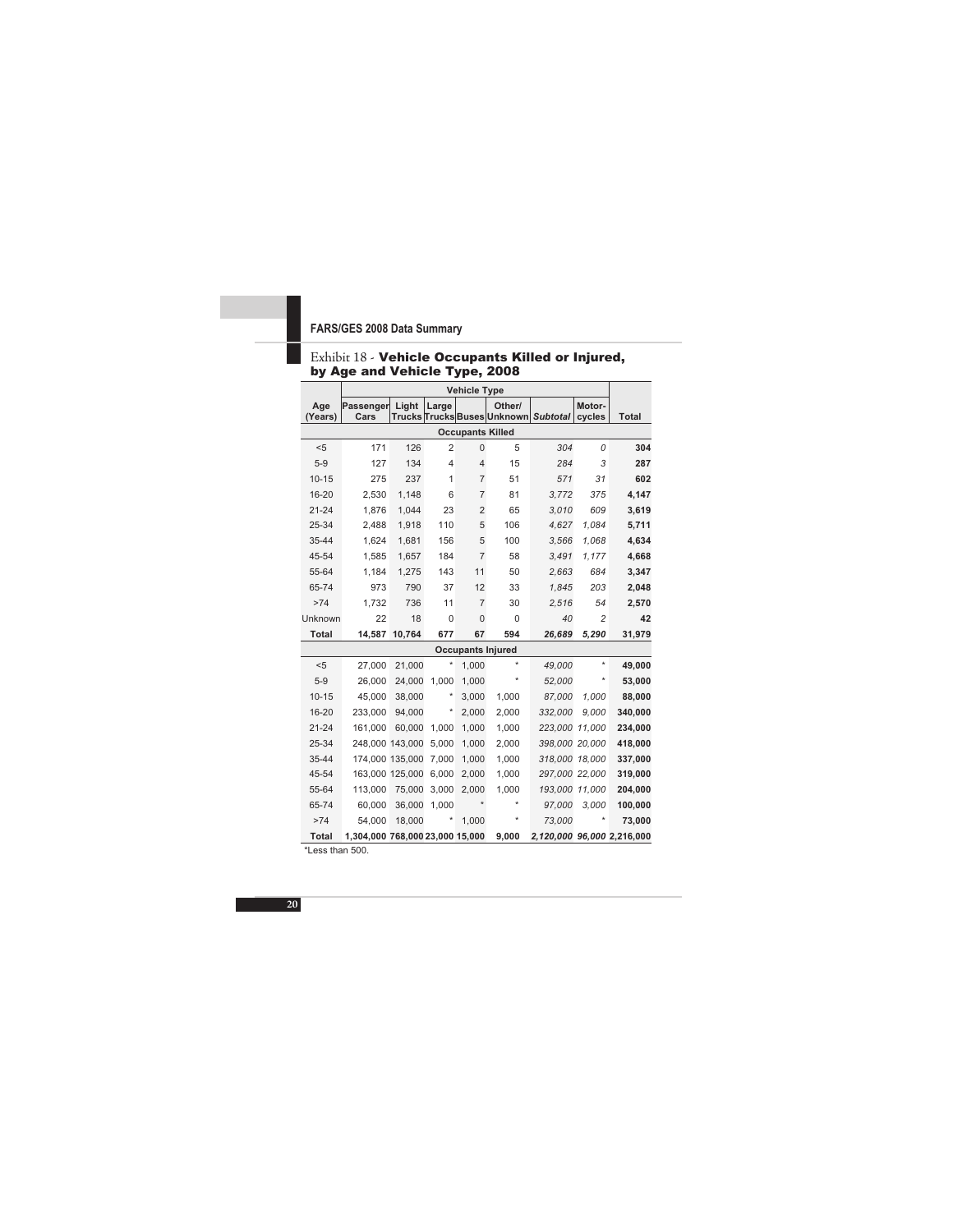## Exhibit 18 - **Vehicle Occupants Killed or Injured, by Age and Vehicle Type, 2008**

| Age (Years) | Passenger Cars | Light Trucks | Large Trucks | Buses | Other/ Unknown | *Subtotal* | Motor-cycles | Total |
|---|---|---|---|---|---|---|---|---|
| | **Occupants Killed** | | | | | | | |
| <5 | 171 | 126 | 2 | 0 | 5 | *304* | *0* | **304** |
| 5-9 | 127 | 134 | 4 | 4 | 15 | *284* | *3* | **287** |
| 10-15 | 275 | 237 | 1 | 7 | 51 | *571* | *31* | **602** |
| 16-20 | 2,530 | 1,148 | 6 | 7 | 81 | *3,772* | *375* | **4,147** |
| 21-24 | 1,876 | 1,044 | 23 | 2 | 65 | *3,010* | *609* | **3,619** |
| 25-34 | 2,488 | 1,918 | 110 | 5 | 106 | *4,627* | *1,084* | **5,711** |
| 35-44 | 1,624 | 1,681 | 156 | 5 | 100 | *3,566* | *1,068* | **4,634** |
| 45-54 | 1,585 | 1,657 | 184 | 7 | 58 | *3,491* | *1,177* | **4,668** |
| 55-64 | 1,184 | 1,275 | 143 | 11 | 50 | *2,663* | *684* | **3,347** |
| 65-74 | 973 | 790 | 37 | 12 | 33 | *1,845* | *203* | **2,048** |
| >74 | 1,732 | 736 | 11 | 7 | 30 | *2,516* | *54* | **2,570** |
| Unknown | 22 | 18 | 0 | 0 | 0 | *40* | *2* | **42** |
| **Total** | **14,587** | **10,764** | **677** | **67** | **594** | ***26,689*** | ***5,290*** | **31,979** |
| | **Occupants Injured** | | | | | | | |
| <5 | 27,000 | 21,000 | * | 1,000 | * | *49,000* | * | **49,000** |
| 5-9 | 26,000 | 24,000 | 1,000 | 1,000 | * | *52,000* | * | **53,000** |
| 10-15 | 45,000 | 38,000 | * | 3,000 | 1,000 | *87,000* | *1,000* | **88,000** |
| 16-20 | 233,000 | 94,000 | * | 2,000 | 2,000 | *332,000* | *9,000* | **340,000** |
| 21-24 | 161,000 | 60,000 | 1,000 | 1,000 | 1,000 | *223,000* | *11,000* | **234,000** |
| 25-34 | 248,000 | 143,000 | 5,000 | 1,000 | 2,000 | *398,000* | *20,000* | **418,000** |
| 35-44 | 174,000 | 135,000 | 7,000 | 1,000 | 1,000 | *318,000* | *18,000* | **337,000** |
| 45-54 | 163,000 | 125,000 | 6,000 | 2,000 | 1,000 | *297,000* | *22,000* | **319,000** |
| 55-64 | 113,000 | 75,000 | 3,000 | 2,000 | 1,000 | *193,000* | *11,000* | **204,000** |
| 65-74 | 60,000 | 36,000 | 1,000 | * | * | *97,000* | *3,000* | **100,000** |
| >74 | 54,000 | 18,000 | * | 1,000 | * | *73,000* | * | **73,000** |
| **Total** | **1,304,000** | **768,000** | **23,000** | **15,000** | **9,000** | ***2,120,000*** | ***96,000*** | **2,216,000** |

*Less than 500.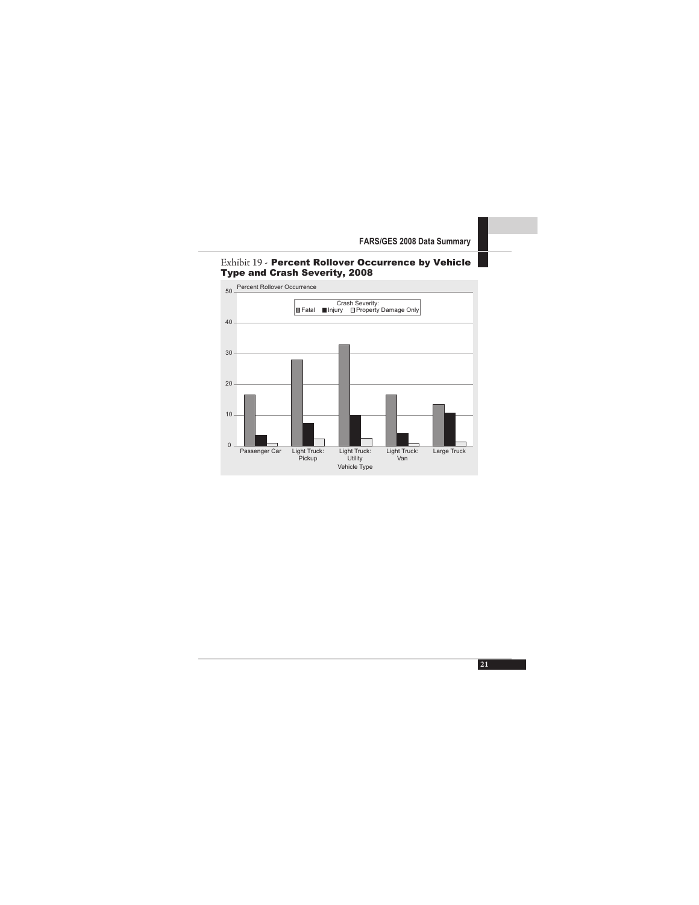Exhibit 19 - **Percent Rollover Occurrence by Vehicle Type and Crash Severity, 2008**

Percent Rollover Occurrence

Crash Severity: Fatal, Injury, Property Damage Only

| Vehicle Type | Fatal | Injury | Property Damage Only |
|---|---|---|---|
| Passenger Car | ~17 | ~3.5 | ~1 |
| Light Truck: Pickup | ~28 | ~7.5 | ~2.5 |
| Light Truck: Utility | ~33 | ~10 | ~2.5 |
| Light Truck: Van | ~17 | ~4 | ~1 |
| Large Truck | ~13.5 | ~11 | ~1.5 |

Vehicle Type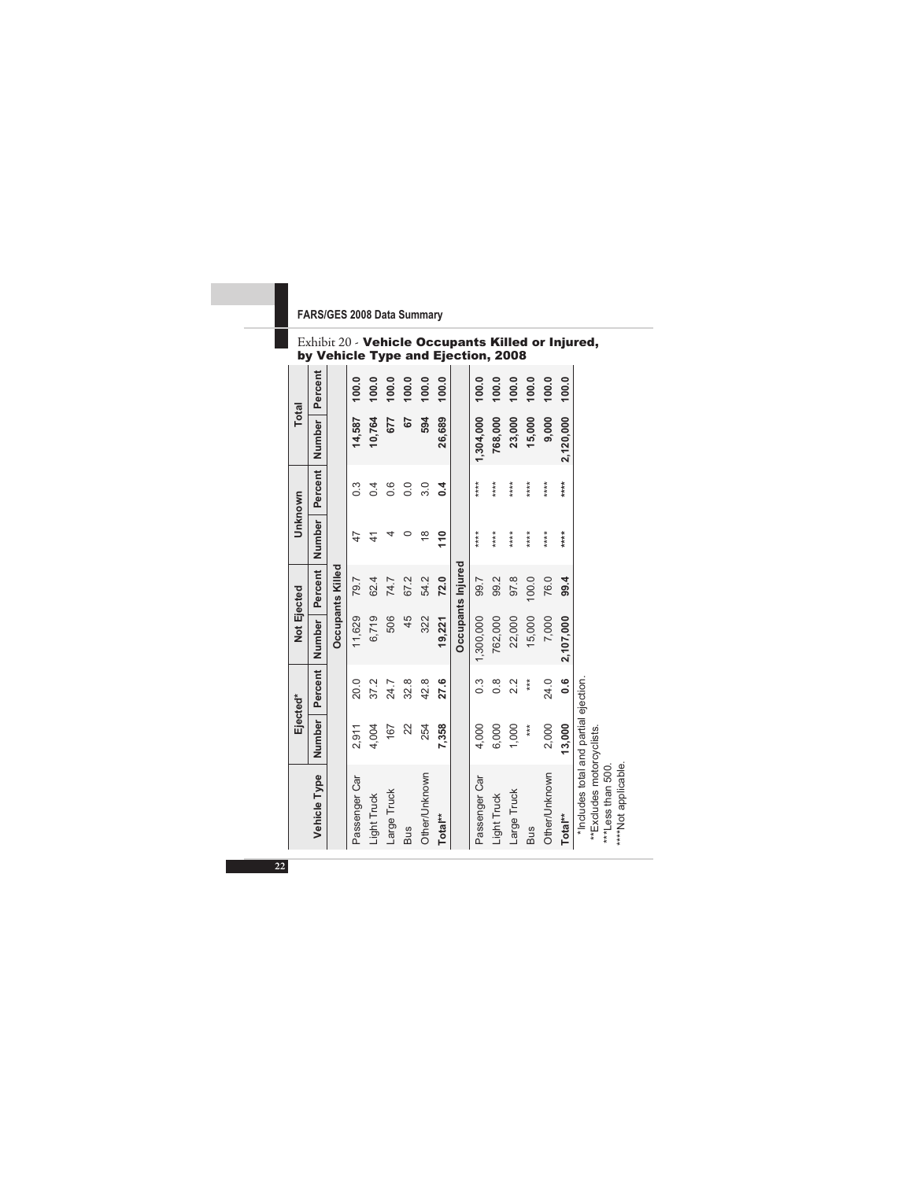Exhibit 20 - **Vehicle Occupants Killed or Injured, by Vehicle Type and Ejection, 2008**

| Vehicle Type | Ejected* | | Not Ejected | | Unknown | | Total | |
|---|---|---|---|---|---|---|---|---|
| | Number | Percent | Number | Percent | Number | Percent | Number | Percent |
| **Occupants Killed** | | | | | | | | |
| Passenger Car | 2,911 | 20.0 | 11,629 | 79.7 | 47 | 0.3 | **14,587** | **100.0** |
| Light Truck | 4,004 | 37.2 | 6,719 | 62.4 | 41 | 0.4 | **10,764** | **100.0** |
| Large Truck | 167 | 24.7 | 506 | 74.7 | 4 | 0.6 | **677** | **100.0** |
| Bus | 22 | 32.8 | 45 | 67.2 | 0 | 0.0 | **67** | **100.0** |
| Other/Unknown | 254 | 42.8 | 322 | 54.2 | 18 | 3.0 | **594** | **100.0** |
| **Total**** | **7,358** | **27.6** | **19,221** | **72.0** | **110** | **0.4** | **26,689** | **100.0** |
| **Occupants Injured** | | | | | | | | |
| Passenger Car | 4,000 | 0.3 | 1,300,000 | 99.7 | **** | **** | **1,304,000** | **100.0** |
| Light Truck | 6,000 | 0.8 | 762,000 | 99.2 | **** | **** | **768,000** | **100.0** |
| Large Truck | 1,000 | 2.2 | 22,000 | 97.8 | **** | **** | **23,000** | **100.0** |
| Bus | *** | *** | 15,000 | 100.0 | **** | **** | **15,000** | **100.0** |
| Other/Unknown | 2,000 | 24.0 | 7,000 | 76.0 | **** | **** | **9,000** | **100.0** |
| **Total**** | **13,000** | **0.6** | **2,107,000** | **99.4** | **** | **** | **2,120,000** | **100.0** |

*Includes total and partial ejection.
**Excludes motorcyclists.
***Less than 500.
****Not applicable.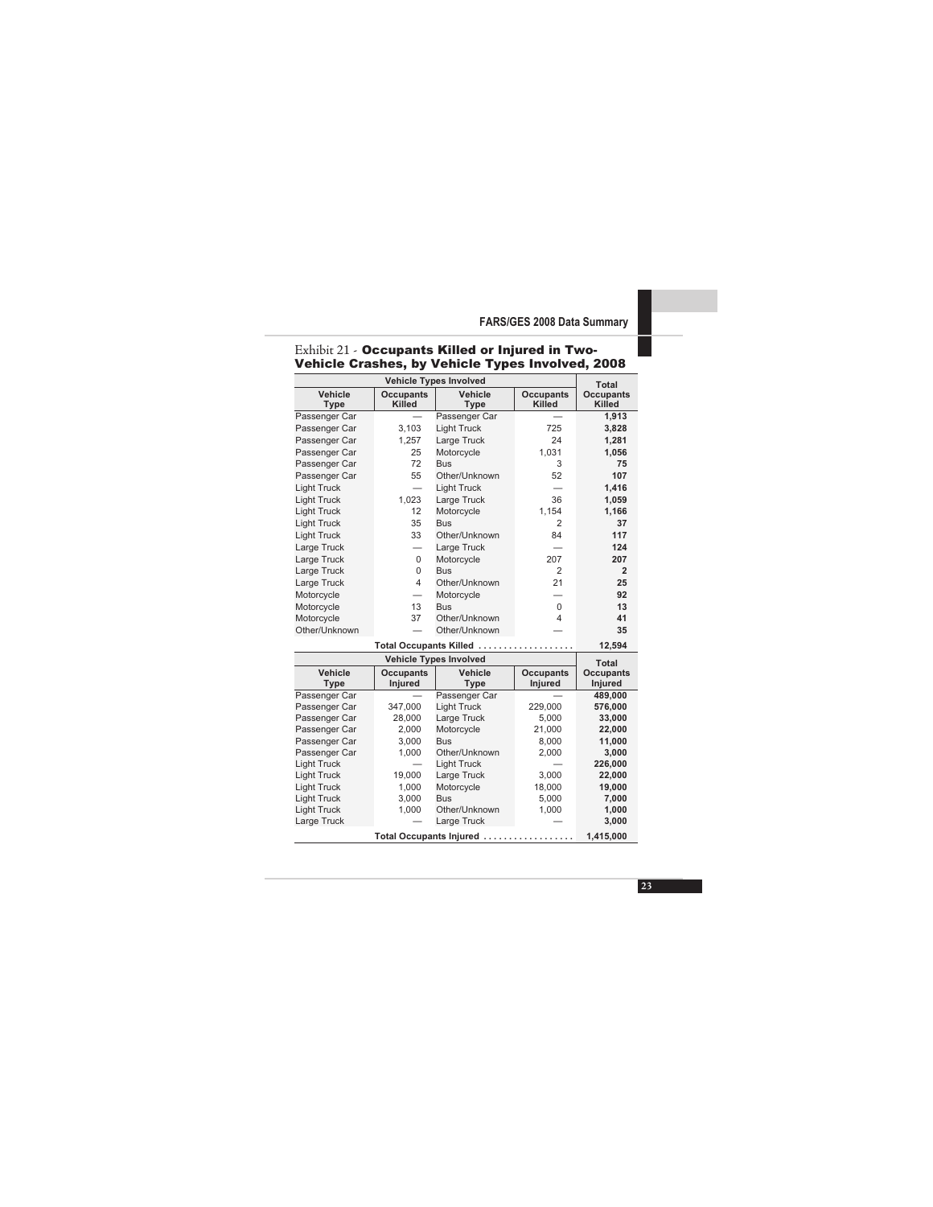## Exhibit 21 - Occupants Killed or Injured in Two-Vehicle Crashes, by Vehicle Types Involved, 2008

| Vehicle Types Involved | | | | Total |
|---|---|---|---|---|
| **Vehicle Type** | **Occupants Killed** | **Vehicle Type** | **Occupants Killed** | **Total Occupants Killed** |
| Passenger Car | — | Passenger Car | — | **1,913** |
| Passenger Car | 3,103 | Light Truck | 725 | **3,828** |
| Passenger Car | 1,257 | Large Truck | 24 | **1,281** |
| Passenger Car | 25 | Motorcycle | 1,031 | **1,056** |
| Passenger Car | 72 | Bus | 3 | **75** |
| Passenger Car | 55 | Other/Unknown | 52 | **107** |
| Light Truck | — | Light Truck | — | **1,416** |
| Light Truck | 1,023 | Large Truck | 36 | **1,059** |
| Light Truck | 12 | Motorcycle | 1,154 | **1,166** |
| Light Truck | 35 | Bus | 2 | **37** |
| Light Truck | 33 | Other/Unknown | 84 | **117** |
| Large Truck | — | Large Truck | — | **124** |
| Large Truck | 0 | Motorcycle | 207 | **207** |
| Large Truck | 0 | Bus | 2 | **2** |
| Large Truck | 4 | Other/Unknown | 21 | **25** |
| Motorcycle | — | Motorcycle | — | **92** |
| Motorcycle | 13 | Bus | 0 | **13** |
| Motorcycle | 37 | Other/Unknown | 4 | **41** |
| Other/Unknown | — | Other/Unknown | — | **35** |
| **Total Occupants Killed** | | | | **12,594** |

| Vehicle Types Involved | | | | Total |
|---|---|---|---|---|
| **Vehicle Type** | **Occupants Injured** | **Vehicle Type** | **Occupants Injured** | **Total Occupants Injured** |
| Passenger Car | — | Passenger Car | — | **489,000** |
| Passenger Car | 347,000 | Light Truck | 229,000 | **576,000** |
| Passenger Car | 28,000 | Large Truck | 5,000 | **33,000** |
| Passenger Car | 2,000 | Motorcycle | 21,000 | **22,000** |
| Passenger Car | 3,000 | Bus | 8,000 | **11,000** |
| Passenger Car | 1,000 | Other/Unknown | 2,000 | **3,000** |
| Light Truck | — | Light Truck | — | **226,000** |
| Light Truck | 19,000 | Large Truck | 3,000 | **22,000** |
| Light Truck | 1,000 | Motorcycle | 18,000 | **19,000** |
| Light Truck | 3,000 | Bus | 5,000 | **7,000** |
| Light Truck | 1,000 | Other/Unknown | 1,000 | **1,000** |
| Large Truck | — | Large Truck | — | **3,000** |
| **Total Occupants Injured** | | | | **1,415,000** |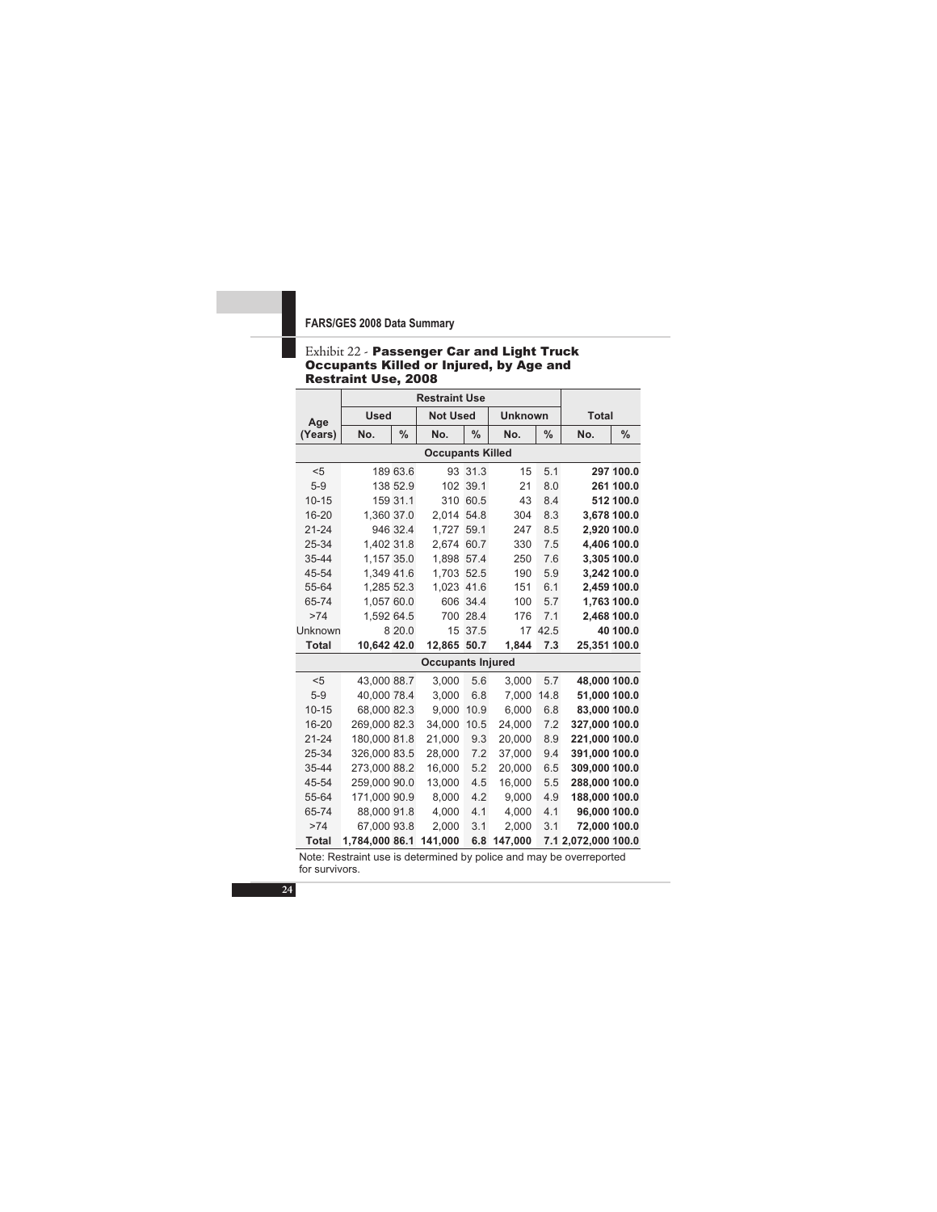### Exhibit 22 - **Passenger Car and Light Truck Occupants Killed or Injured, by Age and Restraint Use, 2008**

| Age (Years) | Restraint Use | | | | | | Total | |
|---|---|---|---|---|---|---|---|---|
| | Used | | Not Used | | Unknown | | | |
| | No. | % | No. | % | No. | % | No. | % |
| **Occupants Killed** | | | | | | | | |
| <5 | 189 | 63.6 | 93 | 31.3 | 15 | 5.1 | **297** | **100.0** |
| 5-9 | 138 | 52.9 | 102 | 39.1 | 21 | 8.0 | **261** | **100.0** |
| 10-15 | 159 | 31.1 | 310 | 60.5 | 43 | 8.4 | **512** | **100.0** |
| 16-20 | 1,360 | 37.0 | 2,014 | 54.8 | 304 | 8.3 | **3,678** | **100.0** |
| 21-24 | 946 | 32.4 | 1,727 | 59.1 | 247 | 8.5 | **2,920** | **100.0** |
| 25-34 | 1,402 | 31.8 | 2,674 | 60.7 | 330 | 7.5 | **4,406** | **100.0** |
| 35-44 | 1,157 | 35.0 | 1,898 | 57.4 | 250 | 7.6 | **3,305** | **100.0** |
| 45-54 | 1,349 | 41.6 | 1,703 | 52.5 | 190 | 5.9 | **3,242** | **100.0** |
| 55-64 | 1,285 | 52.3 | 1,023 | 41.6 | 151 | 6.1 | **2,459** | **100.0** |
| 65-74 | 1,057 | 60.0 | 606 | 34.4 | 100 | 5.7 | **1,763** | **100.0** |
| >74 | 1,592 | 64.5 | 700 | 28.4 | 176 | 7.1 | **2,468** | **100.0** |
| Unknown | 8 | 20.0 | 15 | 37.5 | 17 | 42.5 | **40** | **100.0** |
| **Total** | **10,642** | **42.0** | **12,865** | **50.7** | **1,844** | **7.3** | **25,351** | **100.0** |
| **Occupants Injured** | | | | | | | | |
| <5 | 43,000 | 88.7 | 3,000 | 5.6 | 3,000 | 5.7 | **48,000** | **100.0** |
| 5-9 | 40,000 | 78.4 | 3,000 | 6.8 | 7,000 | 14.8 | **51,000** | **100.0** |
| 10-15 | 68,000 | 82.3 | 9,000 | 10.9 | 6,000 | 6.8 | **83,000** | **100.0** |
| 16-20 | 269,000 | 82.3 | 34,000 | 10.5 | 24,000 | 7.2 | **327,000** | **100.0** |
| 21-24 | 180,000 | 81.8 | 21,000 | 9.3 | 20,000 | 8.9 | **221,000** | **100.0** |
| 25-34 | 326,000 | 83.5 | 28,000 | 7.2 | 37,000 | 9.4 | **391,000** | **100.0** |
| 35-44 | 273,000 | 88.2 | 16,000 | 5.2 | 20,000 | 6.5 | **309,000** | **100.0** |
| 45-54 | 259,000 | 90.0 | 13,000 | 4.5 | 16,000 | 5.5 | **288,000** | **100.0** |
| 55-64 | 171,000 | 90.9 | 8,000 | 4.2 | 9,000 | 4.9 | **188,000** | **100.0** |
| 65-74 | 88,000 | 91.8 | 4,000 | 4.1 | 4,000 | 4.1 | **96,000** | **100.0** |
| >74 | 67,000 | 93.8 | 2,000 | 3.1 | 2,000 | 3.1 | **72,000** | **100.0** |
| **Total** | **1,784,000** | **86.1** | **141,000** | **6.8** | **147,000** | **7.1** | **2,072,000** | **100.0** |

Note: Restraint use is determined by police and may be overreported for survivors.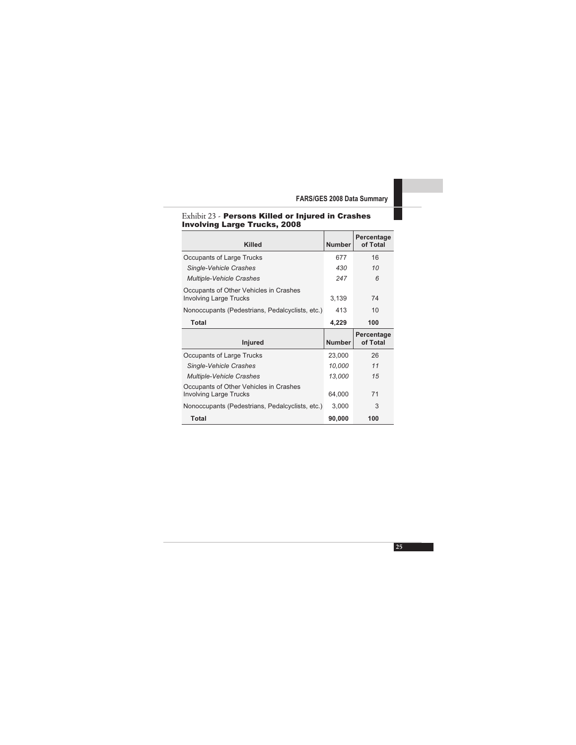### Exhibit 23 - **Persons Killed or Injured in Crashes Involving Large Trucks, 2008**

| Killed | Number | Percentage of Total |
|---|---|---|
| Occupants of Large Trucks | 677 | 16 |
| *Single-Vehicle Crashes* | *430* | *10* |
| *Multiple-Vehicle Crashes* | *247* | *6* |
| Occupants of Other Vehicles in Crashes Involving Large Trucks | 3,139 | 74 |
| Nonoccupants (Pedestrians, Pedalcyclists, etc.) | 413 | 10 |
| **Total** | **4,229** | **100** |
| **Injured** | **Number** | **Percentage of Total** |
| Occupants of Large Trucks | 23,000 | 26 |
| *Single-Vehicle Crashes* | *10,000* | *11* |
| *Multiple-Vehicle Crashes* | *13,000* | *15* |
| Occupants of Other Vehicles in Crashes Involving Large Trucks | 64,000 | 71 |
| Nonoccupants (Pedestrians, Pedalcyclists, etc.) | 3,000 | 3 |
| **Total** | **90,000** | **100** |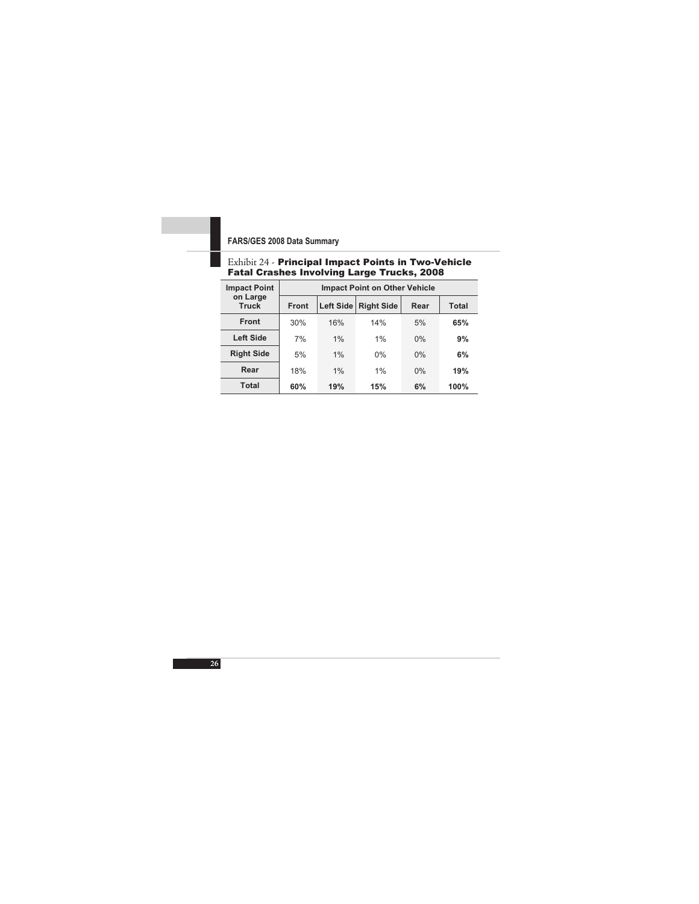Exhibit 24 - **Principal Impact Points in Two-Vehicle Fatal Crashes Involving Large Trucks, 2008**

| Impact Point on Large Truck | Impact Point on Other Vehicle | | | | |
|---|---|---|---|---|---|
| | Front | Left Side | Right Side | Rear | Total |
| **Front** | 30% | 16% | 14% | 5% | **65%** |
| **Left Side** | 7% | 1% | 1% | 0% | **9%** |
| **Right Side** | 5% | 1% | 0% | 0% | **6%** |
| **Rear** | 18% | 1% | 1% | 0% | **19%** |
| **Total** | **60%** | **19%** | **15%** | **6%** | **100%** |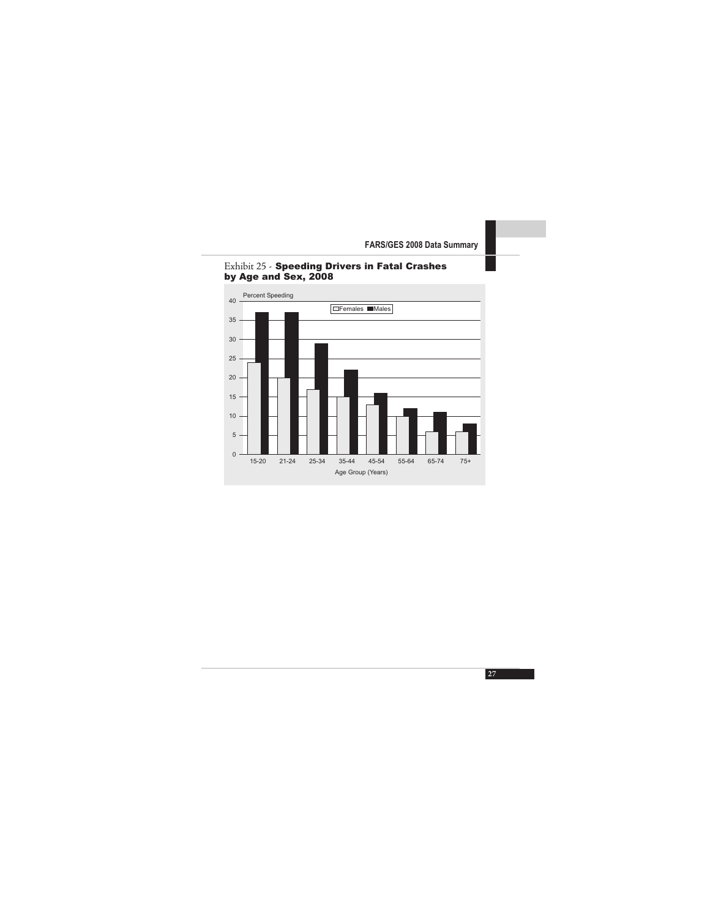Exhibit 25 - **Speeding Drivers in Fatal Crashes by Age and Sex, 2008**

Percent Speeding

□Females ■Males

Age Group (Years): 15-20, 21-24, 25-34, 35-44, 45-54, 55-64, 65-74, 75+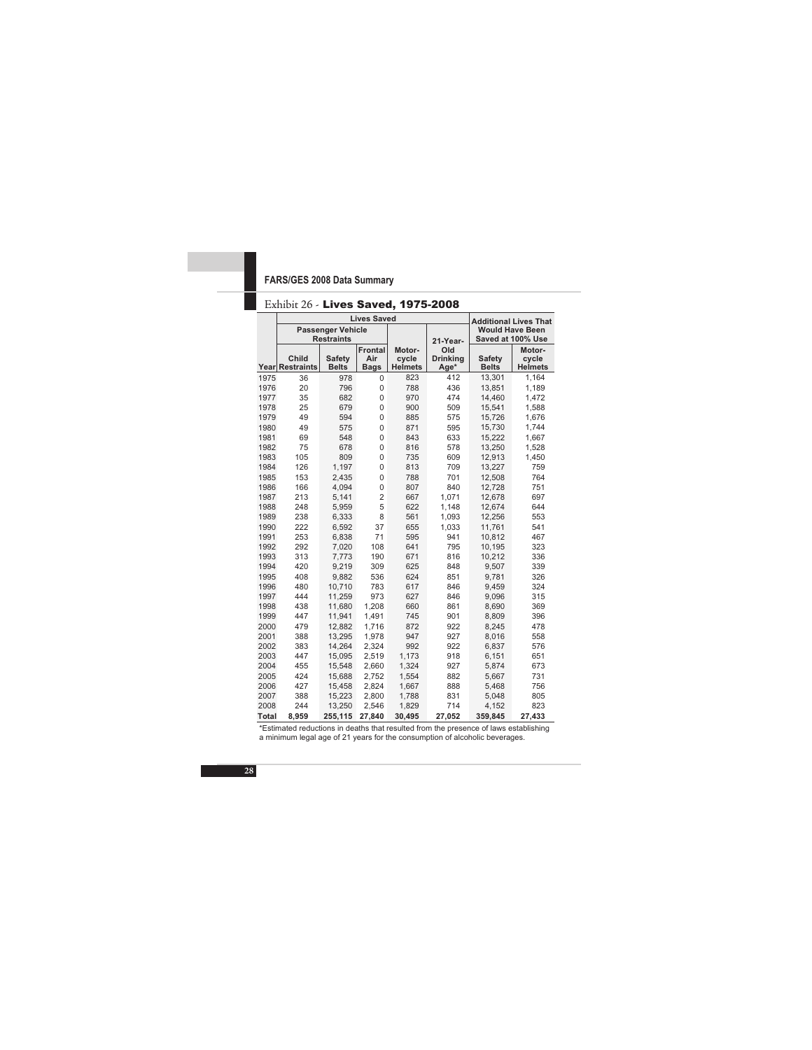## Exhibit 26 - Lives Saved, 1975-2008

| Year | Lives Saved | | | | | Additional Lives That Would Have Been Saved at 100% Use | |
|---|---|---|---|---|---|---|---|
| | Passenger Vehicle Restraints | | | | | | |
| | Child Restraints | Safety Belts | Frontal Air Bags | Motor-cycle Helmets | 21-Year-Old Drinking Age* | Safety Belts | Motor-cycle Helmets |
| 1975 | 36 | 978 | 0 | 823 | 412 | 13,301 | 1,164 |
| 1976 | 20 | 796 | 0 | 788 | 436 | 13,851 | 1,189 |
| 1977 | 35 | 682 | 0 | 970 | 474 | 14,460 | 1,472 |
| 1978 | 25 | 679 | 0 | 900 | 509 | 15,541 | 1,588 |
| 1979 | 49 | 594 | 0 | 885 | 575 | 15,726 | 1,676 |
| 1980 | 49 | 575 | 0 | 871 | 595 | 15,730 | 1,744 |
| 1981 | 69 | 548 | 0 | 843 | 633 | 15,222 | 1,667 |
| 1982 | 75 | 678 | 0 | 816 | 578 | 13,250 | 1,528 |
| 1983 | 105 | 809 | 0 | 735 | 609 | 12,913 | 1,450 |
| 1984 | 126 | 1,197 | 0 | 813 | 709 | 13,227 | 759 |
| 1985 | 153 | 2,435 | 0 | 788 | 701 | 12,508 | 764 |
| 1986 | 166 | 4,094 | 0 | 807 | 840 | 12,728 | 751 |
| 1987 | 213 | 5,141 | 2 | 667 | 1,071 | 12,678 | 697 |
| 1988 | 248 | 5,959 | 5 | 622 | 1,148 | 12,674 | 644 |
| 1989 | 238 | 6,333 | 8 | 561 | 1,093 | 12,256 | 553 |
| 1990 | 222 | 6,592 | 37 | 655 | 1,033 | 11,761 | 541 |
| 1991 | 253 | 6,838 | 71 | 595 | 941 | 10,812 | 467 |
| 1992 | 292 | 7,020 | 108 | 641 | 795 | 10,195 | 323 |
| 1993 | 313 | 7,773 | 190 | 671 | 816 | 10,212 | 336 |
| 1994 | 420 | 9,219 | 309 | 625 | 848 | 9,507 | 339 |
| 1995 | 408 | 9,882 | 536 | 624 | 851 | 9,781 | 326 |
| 1996 | 480 | 10,710 | 783 | 617 | 846 | 9,459 | 324 |
| 1997 | 444 | 11,259 | 973 | 627 | 846 | 9,096 | 315 |
| 1998 | 438 | 11,680 | 1,208 | 660 | 861 | 8,690 | 369 |
| 1999 | 447 | 11,941 | 1,491 | 745 | 901 | 8,809 | 396 |
| 2000 | 479 | 12,882 | 1,716 | 872 | 922 | 8,245 | 478 |
| 2001 | 388 | 13,295 | 1,978 | 947 | 927 | 8,016 | 558 |
| 2002 | 383 | 14,264 | 2,324 | 992 | 922 | 6,837 | 576 |
| 2003 | 447 | 15,095 | 2,519 | 1,173 | 918 | 6,151 | 651 |
| 2004 | 455 | 15,548 | 2,660 | 1,324 | 927 | 5,874 | 673 |
| 2005 | 424 | 15,688 | 2,752 | 1,554 | 882 | 5,667 | 731 |
| 2006 | 427 | 15,458 | 2,824 | 1,667 | 888 | 5,468 | 756 |
| 2007 | 388 | 15,223 | 2,800 | 1,788 | 831 | 5,048 | 805 |
| 2008 | 244 | 13,250 | 2,546 | 1,829 | 714 | 4,152 | 823 |
| **Total** | **8,959** | **255,115** | **27,840** | **30,495** | **27,052** | **359,845** | **27,433** |

*Estimated reductions in deaths that resulted from the presence of laws establishing a minimum legal age of 21 years for the consumption of alcoholic beverages.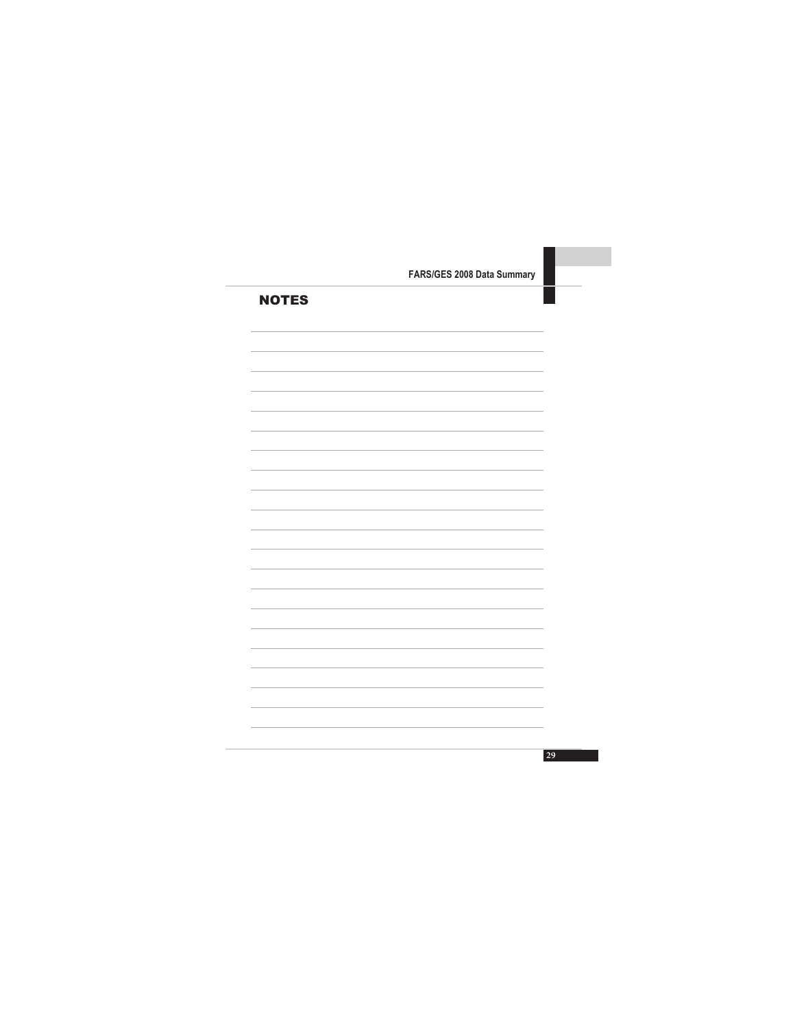## NOTES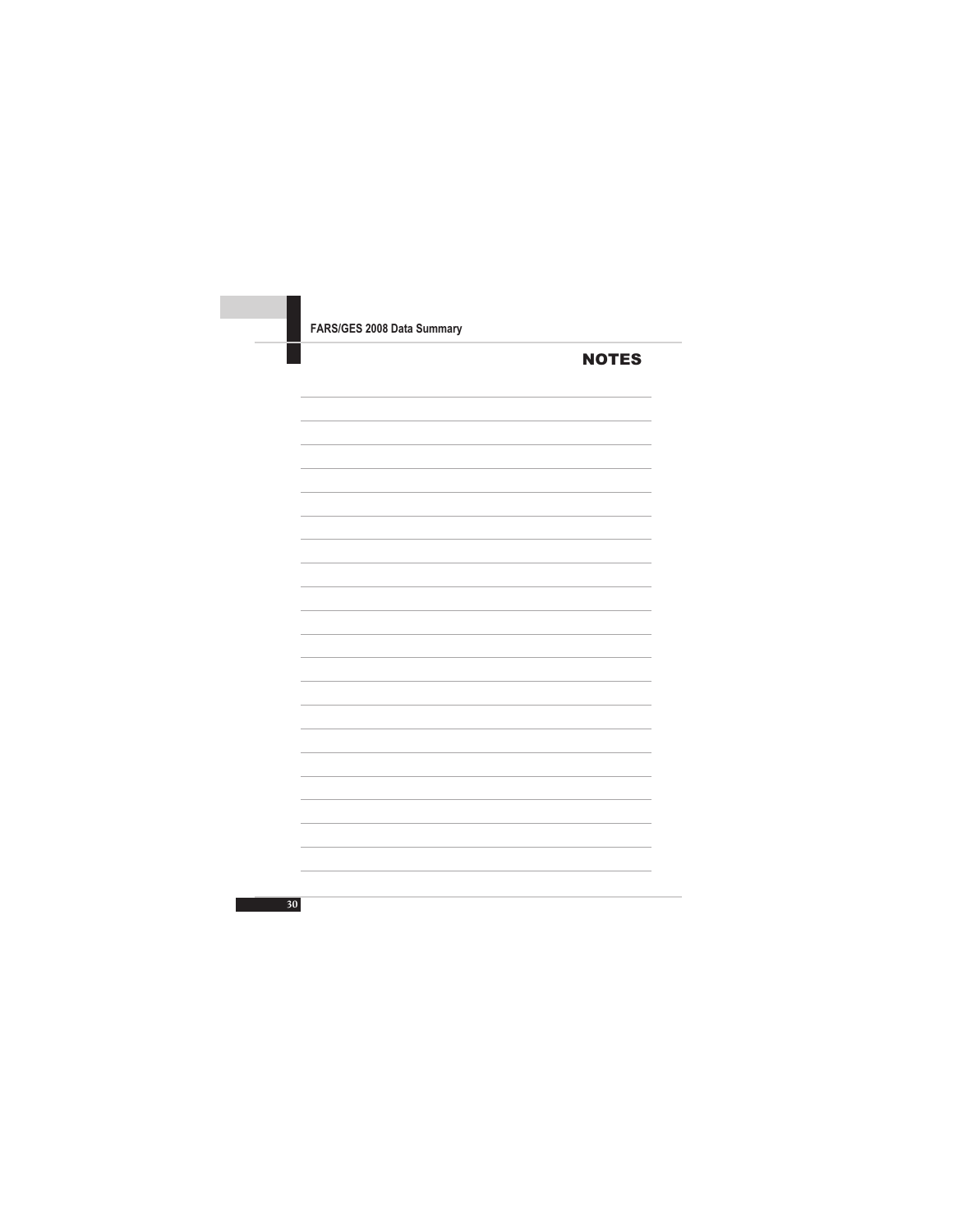# NOTES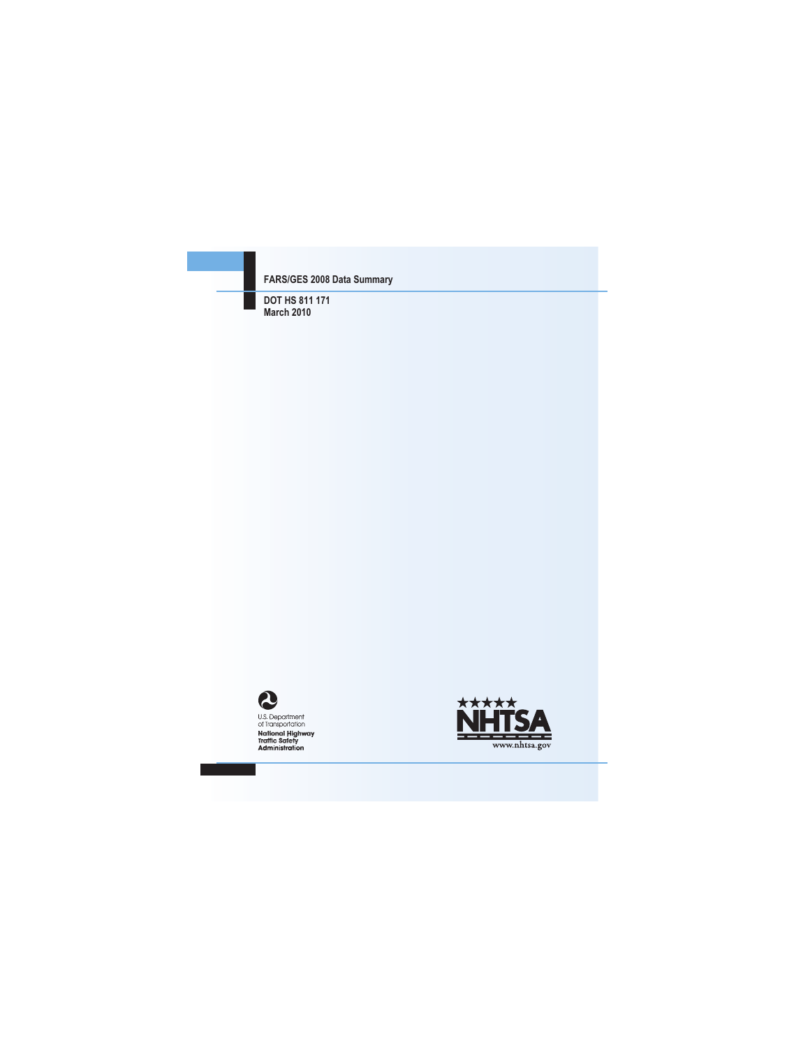FARS/GES 2008 Data Summary

DOT HS 811 171
March 2010

U.S. Department of Transportation
National Highway Traffic Safety Administration

NHTSA
www.nhtsa.gov